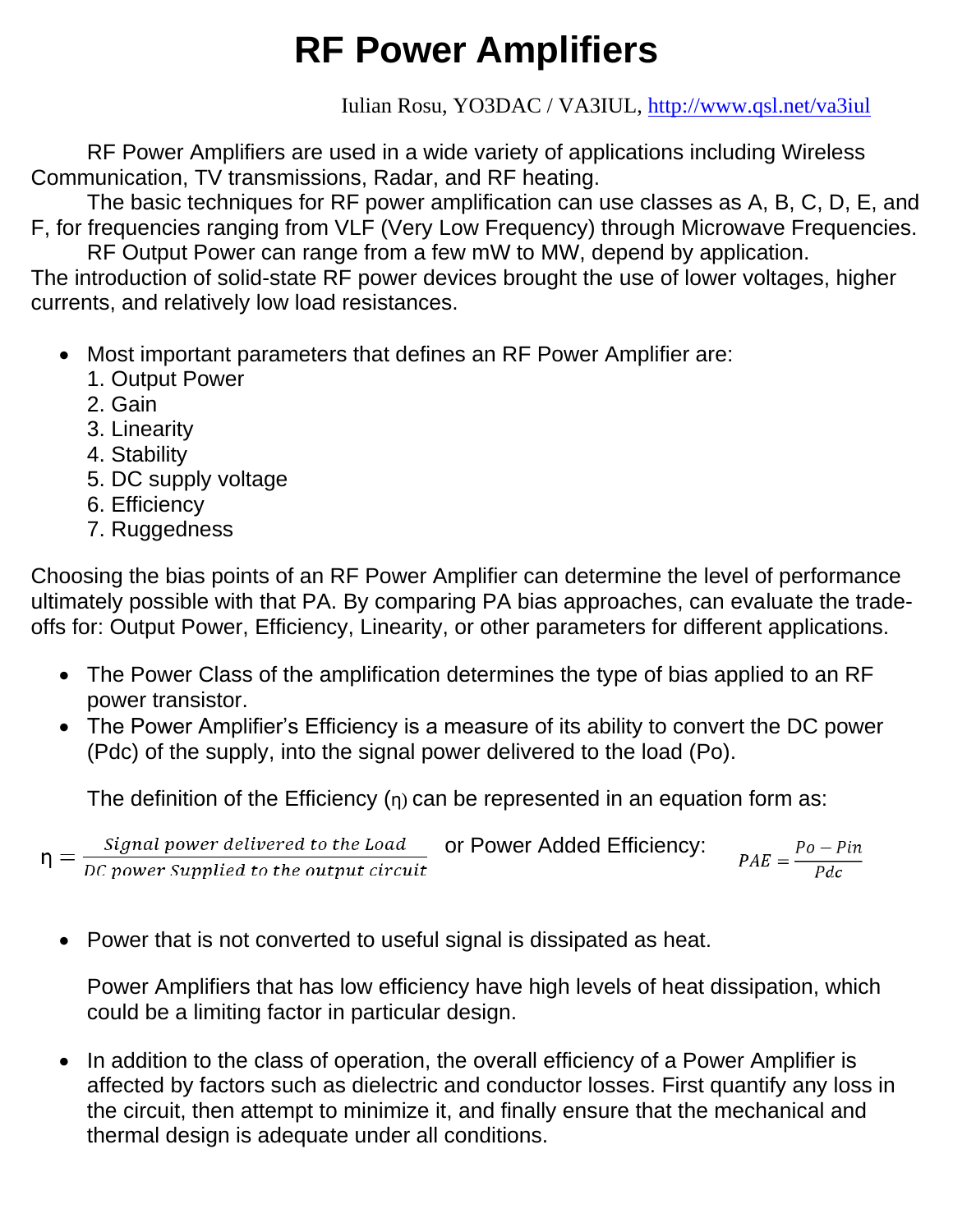# RF Power Amplifiers

Iulian Rosu, YO3DAC / VA3IUL, http://www.qsl.net/va3iul

RF Power Amplifiers are used in a wide variety of applications including Wireless Communication, TV transmissions, Radar, and RF heating.

The basic techniques for RF power amplification can use classes as A, B, C, D, E, and F, for frequencies ranging from VLF (Very Low Frequency) through Microwave Frequencies.

RF Output Power can range from a few mW to MW, depend by application.
The introduction of solid-state RF power devices brought the use of lower voltages, higher currents, and relatively low load resistances.

- Most important parameters that defines an RF Power Amplifier are:
  1. Output Power
  2. Gain
  3. Linearity
  4. Stability
  5. DC supply voltage
  6. Efficiency
  7. Ruggedness

Choosing the bias points of an RF Power Amplifier can determine the level of performance ultimately possible with that PA. By comparing PA bias approaches, can evaluate the trade-offs for: Output Power, Efficiency, Linearity, or other parameters for different applications.

- The Power Class of the amplification determines the type of bias applied to an RF power transistor.
- The Power Amplifier's Efficiency is a measure of its ability to convert the DC power (Pdc) of the supply, into the signal power delivered to the load (Po).

  The definition of the Efficiency (η) can be represented in an equation form as:

$$\eta = \frac{Signal\ power\ delivered\ to\ the\ Load}{DC\ power\ Supplied\ to\ the\ output\ circuit}$$

or Power Added Efficiency:

$$PAE = \frac{Po - Pin}{Pdc}$$

- Power that is not converted to useful signal is dissipated as heat.

  Power Amplifiers that has low efficiency have high levels of heat dissipation, which could be a limiting factor in particular design.

- In addition to the class of operation, the overall efficiency of a Power Amplifier is affected by factors such as dielectric and conductor losses. First quantify any loss in the circuit, then attempt to minimize it, and finally ensure that the mechanical and thermal design is adequate under all conditions.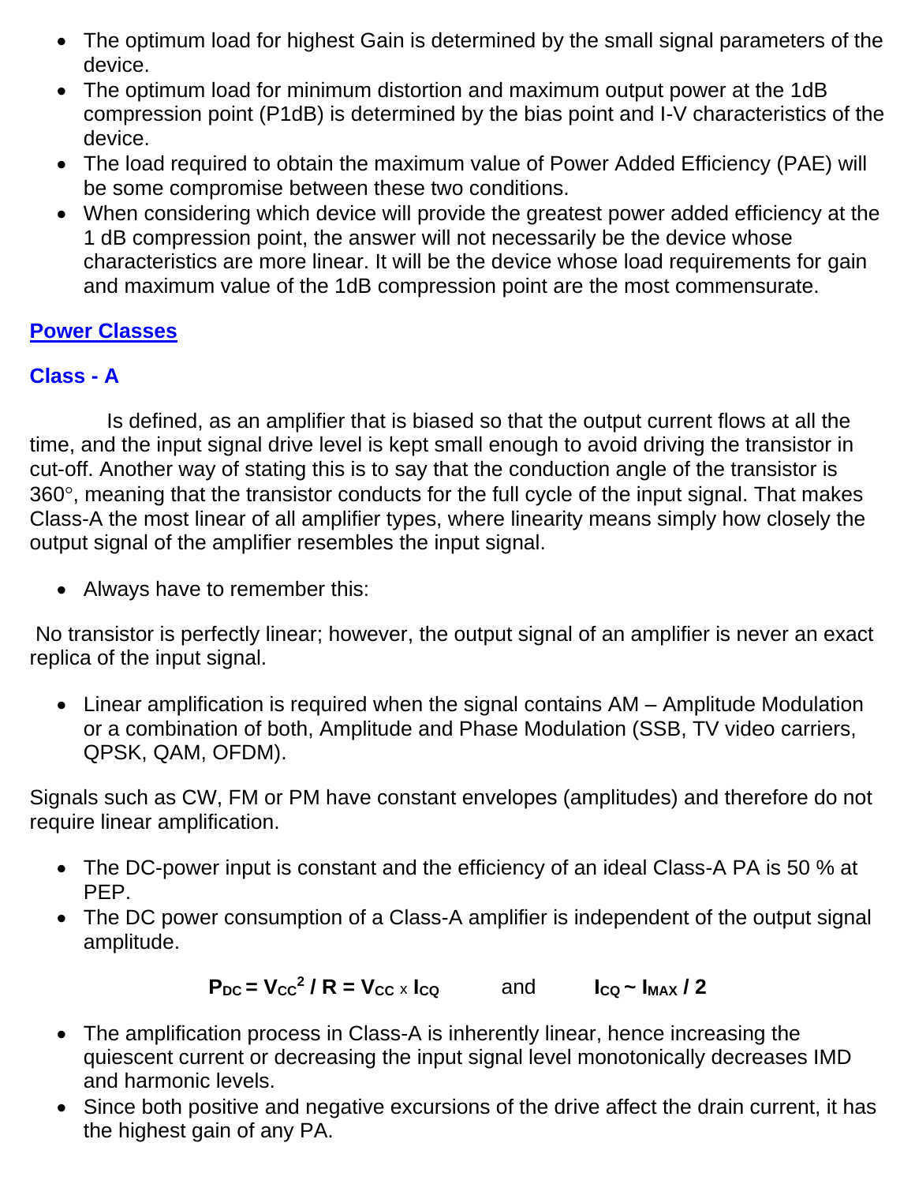- The optimum load for highest Gain is determined by the small signal parameters of the device.
- The optimum load for minimum distortion and maximum output power at the 1dB compression point (P1dB) is determined by the bias point and I-V characteristics of the device.
- The load required to obtain the maximum value of Power Added Efficiency (PAE) will be some compromise between these two conditions.
- When considering which device will provide the greatest power added efficiency at the 1 dB compression point, the answer will not necessarily be the device whose characteristics are more linear. It will be the device whose load requirements for gain and maximum value of the 1dB compression point are the most commensurate.

## Power Classes

### Class - A

Is defined, as an amplifier that is biased so that the output current flows at all the time, and the input signal drive level is kept small enough to avoid driving the transistor in cut-off. Another way of stating this is to say that the conduction angle of the transistor is 360°, meaning that the transistor conducts for the full cycle of the input signal. That makes Class-A the most linear of all amplifier types, where linearity means simply how closely the output signal of the amplifier resembles the input signal.

- Always have to remember this:

No transistor is perfectly linear; however, the output signal of an amplifier is never an exact replica of the input signal.

- Linear amplification is required when the signal contains AM – Amplitude Modulation or a combination of both, Amplitude and Phase Modulation (SSB, TV video carriers, QPSK, QAM, OFDM).

Signals such as CW, FM or PM have constant envelopes (amplitudes) and therefore do not require linear amplification.

- The DC-power input is constant and the efficiency of an ideal Class-A PA is 50 % at PEP.
- The DC power consumption of a Class-A amplifier is independent of the output signal amplitude.

$$P_{DC} = V_{CC}^2 / R = V_{CC} \times I_{CQ} \quad \text{and} \quad I_{CQ} \sim I_{MAX} / 2$$

- The amplification process in Class-A is inherently linear, hence increasing the quiescent current or decreasing the input signal level monotonically decreases IMD and harmonic levels.
- Since both positive and negative excursions of the drive affect the drain current, it has the highest gain of any PA.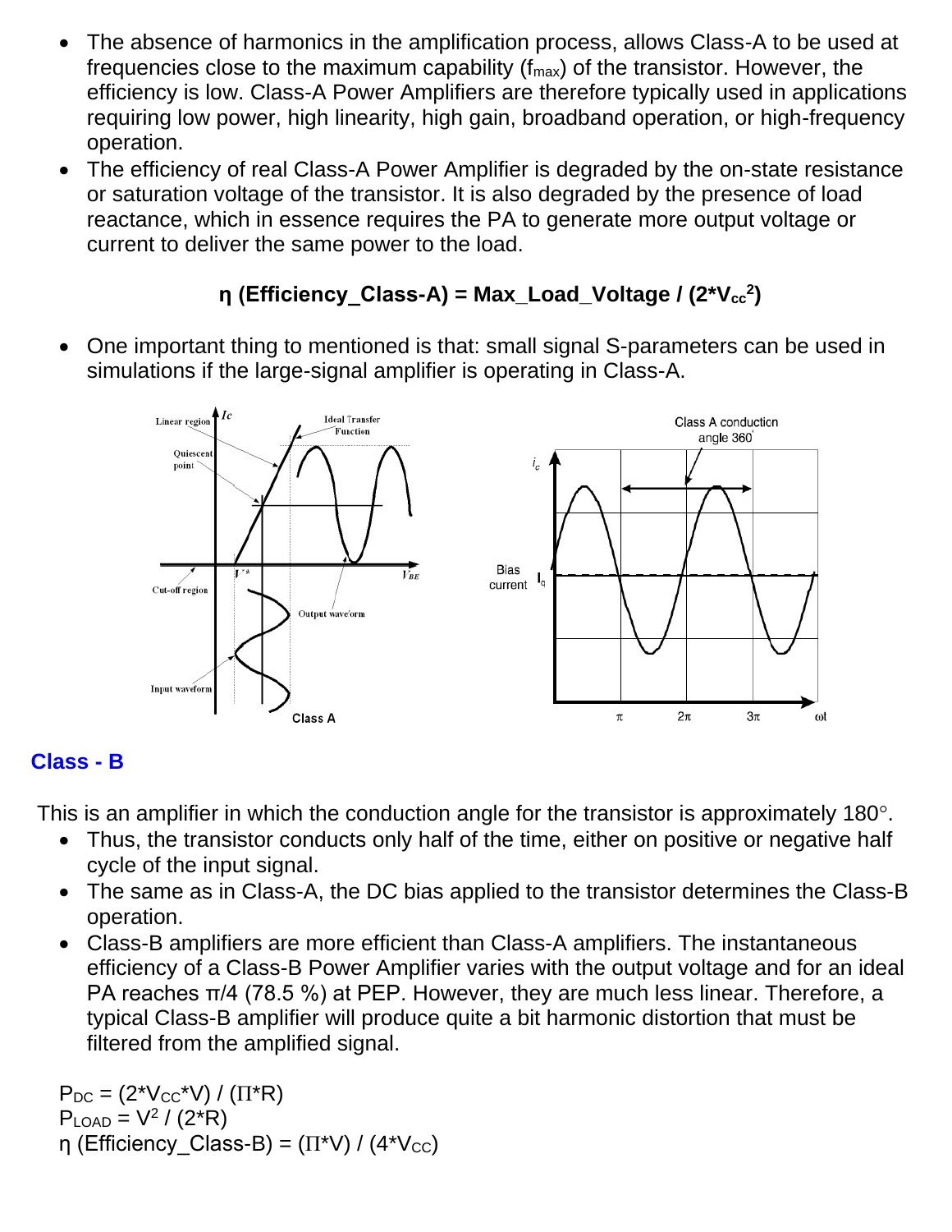- The absence of harmonics in the amplification process, allows Class-A to be used at frequencies close to the maximum capability ($f_{max}$) of the transistor. However, the efficiency is low. Class-A Power Amplifiers are therefore typically used in applications requiring low power, high linearity, high gain, broadband operation, or high-frequency operation.
- The efficiency of real Class-A Power Amplifier is degraded by the on-state resistance or saturation voltage of the transistor. It is also degraded by the presence of load reactance, which in essence requires the PA to generate more output voltage or current to deliver the same power to the load.

$$\eta\ (\text{Efficiency\_Class-A}) = \text{Max\_Load\_Voltage} / (2 * V_{cc}^2)$$

- One important thing to mentioned is that: small signal S-parameters can be used in simulations if the large-signal amplifier is operating in Class-A.

## Class - B

This is an amplifier in which the conduction angle for the transistor is approximately 180°.

- Thus, the transistor conducts only half of the time, either on positive or negative half cycle of the input signal.
- The same as in Class-A, the DC bias applied to the transistor determines the Class-B operation.
- Class-B amplifiers are more efficient than Class-A amplifiers. The instantaneous efficiency of a Class-B Power Amplifier varies with the output voltage and for an ideal PA reaches π/4 (78.5 %) at PEP. However, they are much less linear. Therefore, a typical Class-B amplifier will produce quite a bit harmonic distortion that must be filtered from the amplified signal.

$P_{DC} = (2 * V_{CC} * V) / (\Pi * R)$
$P_{LOAD} = V^2 / (2 * R)$
$\eta$ (Efficiency_Class-B) = $(\Pi * V) / (4 * V_{CC})$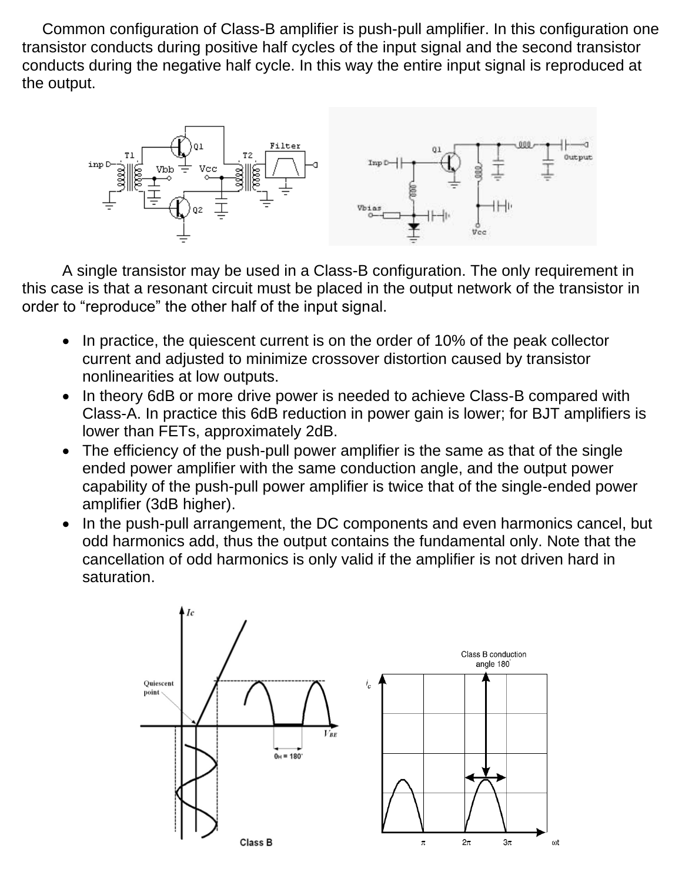Common configuration of Class-B amplifier is push-pull amplifier. In this configuration one transistor conducts during positive half cycles of the input signal and the second transistor conducts during the negative half cycle. In this way the entire input signal is reproduced at the output.

A single transistor may be used in a Class-B configuration. The only requirement in this case is that a resonant circuit must be placed in the output network of the transistor in order to "reproduce" the other half of the input signal.

- In practice, the quiescent current is on the order of 10% of the peak collector current and adjusted to minimize crossover distortion caused by transistor nonlinearities at low outputs.
- In theory 6dB or more drive power is needed to achieve Class-B compared with Class-A. In practice this 6dB reduction in power gain is lower; for BJT amplifiers is lower than FETs, approximately 2dB.
- The efficiency of the push-pull power amplifier is the same as that of the single ended power amplifier with the same conduction angle, and the output power capability of the push-pull power amplifier is twice that of the single-ended power amplifier (3dB higher).
- In the push-pull arrangement, the DC components and even harmonics cancel, but odd harmonics add, thus the output contains the fundamental only. Note that the cancellation of odd harmonics is only valid if the amplifier is not driven hard in saturation.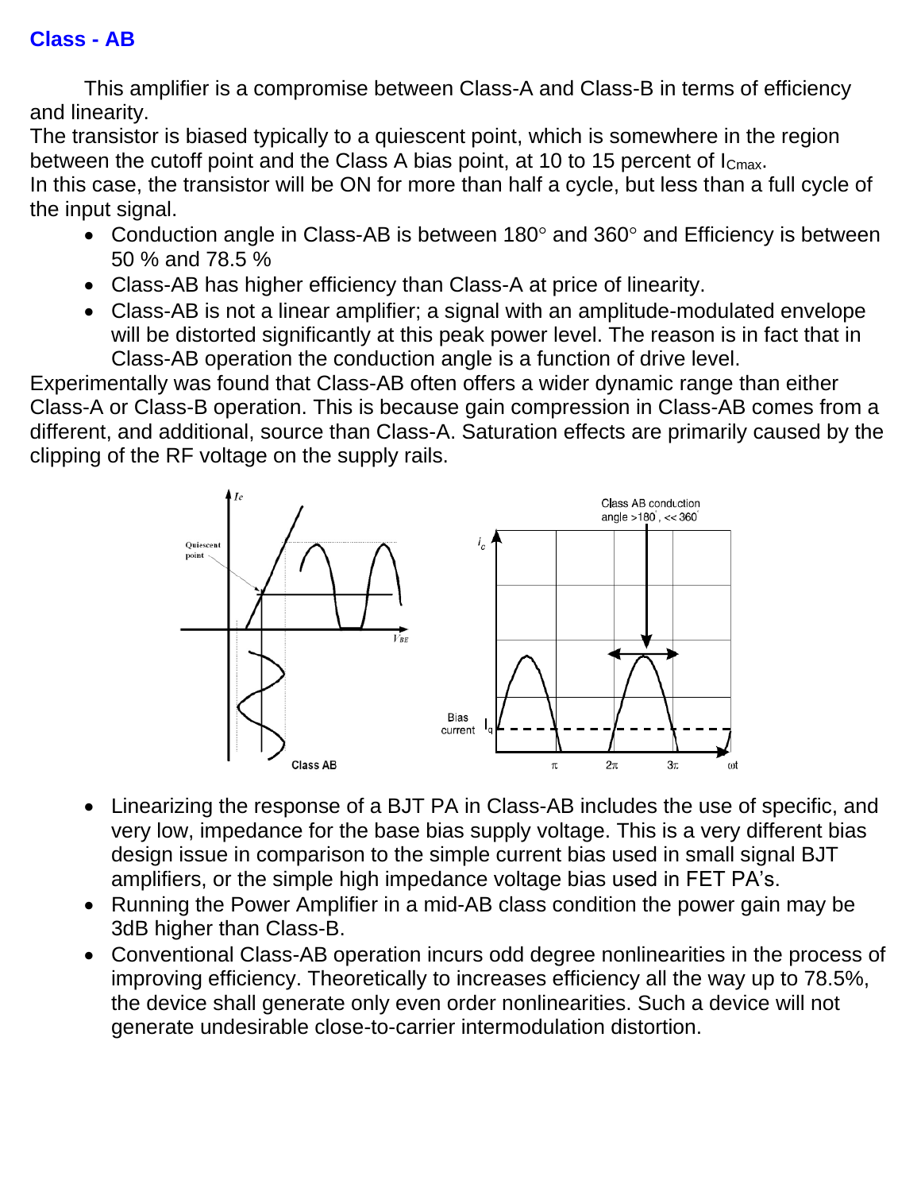## Class - AB

This amplifier is a compromise between Class-A and Class-B in terms of efficiency and linearity.
The transistor is biased typically to a quiescent point, which is somewhere in the region between the cutoff point and the Class A bias point, at 10 to 15 percent of $I_{Cmax}$.
In this case, the transistor will be ON for more than half a cycle, but less than a full cycle of the input signal.

- Conduction angle in Class-AB is between 180° and 360° and Efficiency is between 50 % and 78.5 %
- Class-AB has higher efficiency than Class-A at price of linearity.
- Class-AB is not a linear amplifier; a signal with an amplitude-modulated envelope will be distorted significantly at this peak power level. The reason is in fact that in Class-AB operation the conduction angle is a function of drive level.

Experimentally was found that Class-AB often offers a wider dynamic range than either Class-A or Class-B operation. This is because gain compression in Class-AB comes from a different, and additional, source than Class-A. Saturation effects are primarily caused by the clipping of the RF voltage on the supply rails.

- Linearizing the response of a BJT PA in Class-AB includes the use of specific, and very low, impedance for the base bias supply voltage. This is a very different bias design issue in comparison to the simple current bias used in small signal BJT amplifiers, or the simple high impedance voltage bias used in FET PA's.
- Running the Power Amplifier in a mid-AB class condition the power gain may be 3dB higher than Class-B.
- Conventional Class-AB operation incurs odd degree nonlinearities in the process of improving efficiency. Theoretically to increases efficiency all the way up to 78.5%, the device shall generate only even order nonlinearities. Such a device will not generate undesirable close-to-carrier intermodulation distortion.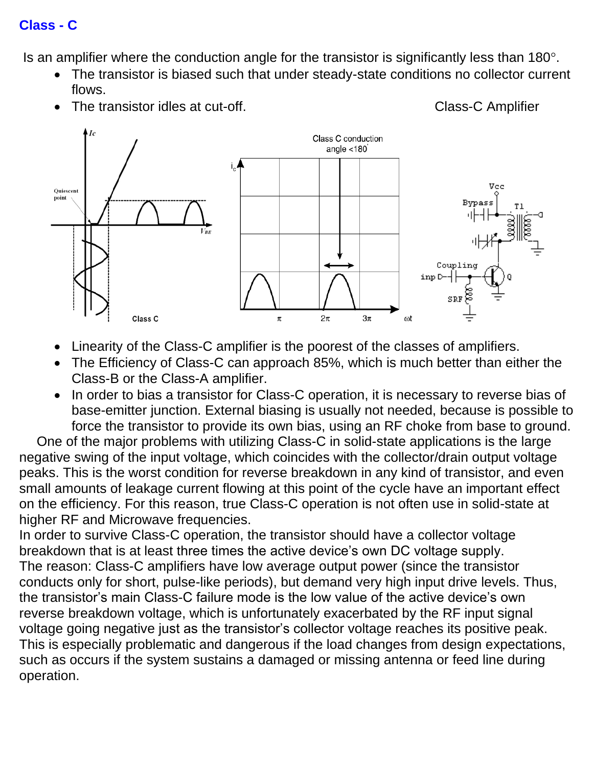## Class - C

Is an amplifier where the conduction angle for the transistor is significantly less than 180°.

- The transistor is biased such that under steady-state conditions no collector current flows.
- The transistor idles at cut-off.

Class-C Amplifier

- Linearity of the Class-C amplifier is the poorest of the classes of amplifiers.
- The Efficiency of Class-C can approach 85%, which is much better than either the Class-B or the Class-A amplifier.
- In order to bias a transistor for Class-C operation, it is necessary to reverse bias of base-emitter junction. External biasing is usually not needed, because is possible to force the transistor to provide its own bias, using an RF choke from base to ground.

One of the major problems with utilizing Class-C in solid-state applications is the large negative swing of the input voltage, which coincides with the collector/drain output voltage peaks. This is the worst condition for reverse breakdown in any kind of transistor, and even small amounts of leakage current flowing at this point of the cycle have an important effect on the efficiency. For this reason, true Class-C operation is not often use in solid-state at higher RF and Microwave frequencies.

In order to survive Class-C operation, the transistor should have a collector voltage breakdown that is at least three times the active device's own DC voltage supply.

The reason: Class-C amplifiers have low average output power (since the transistor conducts only for short, pulse-like periods), but demand very high input drive levels. Thus, the transistor's main Class-C failure mode is the low value of the active device's own reverse breakdown voltage, which is unfortunately exacerbated by the RF input signal voltage going negative just as the transistor's collector voltage reaches its positive peak. This is especially problematic and dangerous if the load changes from design expectations, such as occurs if the system sustains a damaged or missing antenna or feed line during operation.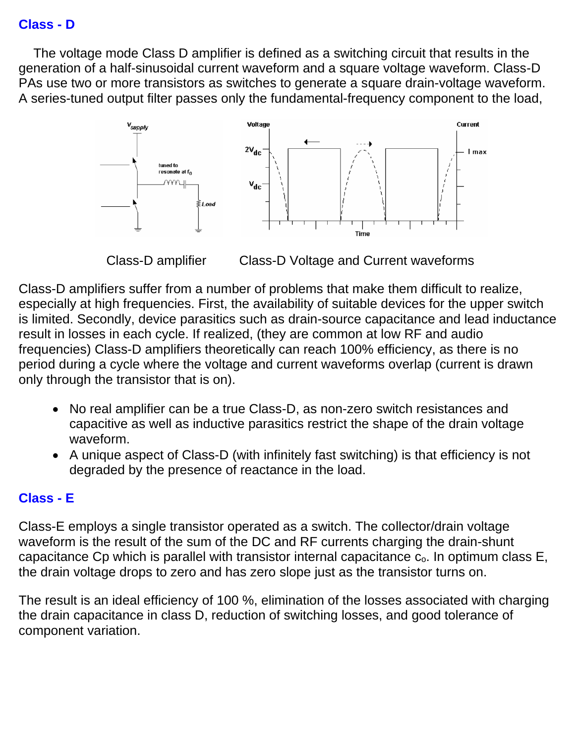## Class - D

The voltage mode Class D amplifier is defined as a switching circuit that results in the generation of a half-sinusoidal current waveform and a square voltage waveform. Class-D PAs use two or more transistors as switches to generate a square drain-voltage waveform. A series-tuned output filter passes only the fundamental-frequency component to the load,

Class-D amplifier          Class-D Voltage and Current waveforms

Class-D amplifiers suffer from a number of problems that make them difficult to realize, especially at high frequencies. First, the availability of suitable devices for the upper switch is limited. Secondly, device parasitics such as drain-source capacitance and lead inductance result in losses in each cycle. If realized, (they are common at low RF and audio frequencies) Class-D amplifiers theoretically can reach 100% efficiency, as there is no period during a cycle where the voltage and current waveforms overlap (current is drawn only through the transistor that is on).

- No real amplifier can be a true Class-D, as non-zero switch resistances and capacitive as well as inductive parasitics restrict the shape of the drain voltage waveform.
- A unique aspect of Class-D (with infinitely fast switching) is that efficiency is not degraded by the presence of reactance in the load.

## Class - E

Class-E employs a single transistor operated as a switch. The collector/drain voltage waveform is the result of the sum of the DC and RF currents charging the drain-shunt capacitance Cp which is parallel with transistor internal capacitance $c_o$. In optimum class E, the drain voltage drops to zero and has zero slope just as the transistor turns on.

The result is an ideal efficiency of 100 %, elimination of the losses associated with charging the drain capacitance in class D, reduction of switching losses, and good tolerance of component variation.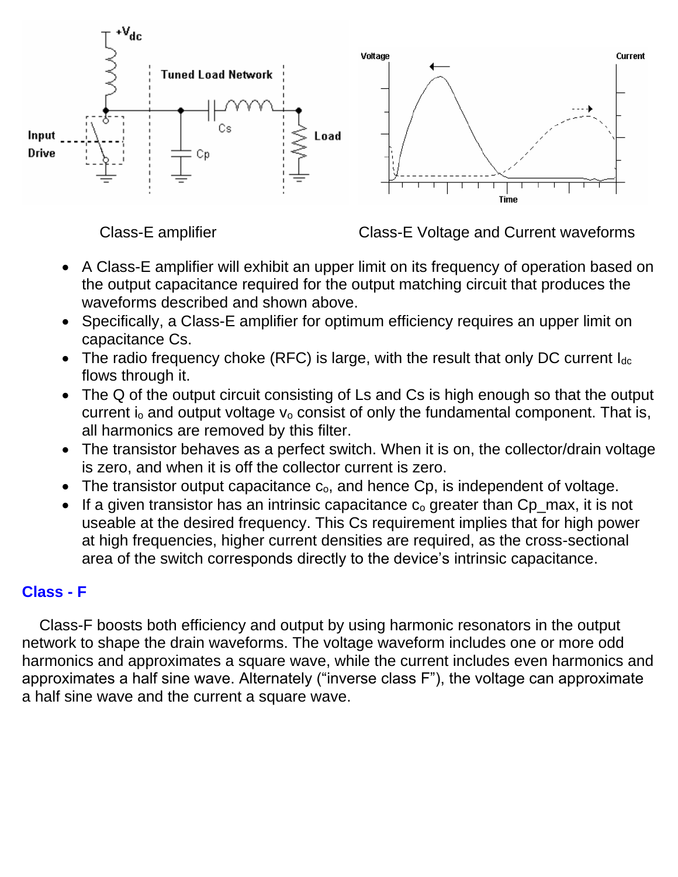Class-E amplifier

Class-E Voltage and Current waveforms

- A Class-E amplifier will exhibit an upper limit on its frequency of operation based on the output capacitance required for the output matching circuit that produces the waveforms described and shown above.
- Specifically, a Class-E amplifier for optimum efficiency requires an upper limit on capacitance Cs.
- The radio frequency choke (RFC) is large, with the result that only DC current $I_{dc}$ flows through it.
- The Q of the output circuit consisting of Ls and Cs is high enough so that the output current $i_o$ and output voltage $v_o$ consist of only the fundamental component. That is, all harmonics are removed by this filter.
- The transistor behaves as a perfect switch. When it is on, the collector/drain voltage is zero, and when it is off the collector current is zero.
- The transistor output capacitance $c_o$, and hence Cp, is independent of voltage.
- If a given transistor has an intrinsic capacitance $c_o$ greater than Cp_max, it is not useable at the desired frequency. This Cs requirement implies that for high power at high frequencies, higher current densities are required, as the cross-sectional area of the switch corresponds directly to the device's intrinsic capacitance.

## Class - F

Class-F boosts both efficiency and output by using harmonic resonators in the output network to shape the drain waveforms. The voltage waveform includes one or more odd harmonics and approximates a square wave, while the current includes even harmonics and approximates a half sine wave. Alternately ("inverse class F"), the voltage can approximate a half sine wave and the current a square wave.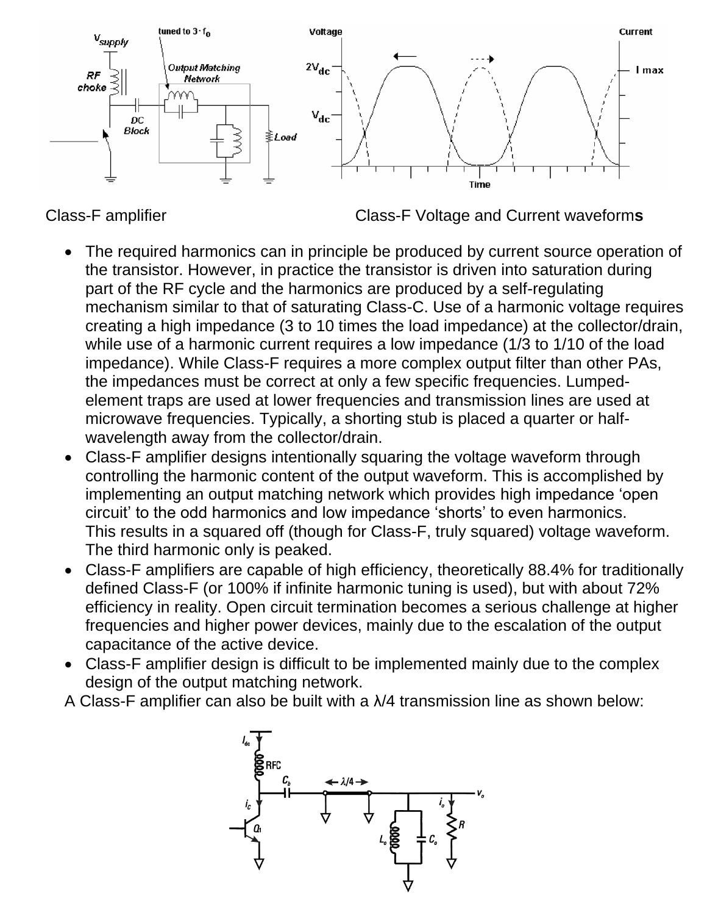Class-F amplifier Class-F Voltage and Current waveforms

- The required harmonics can in principle be produced by current source operation of the transistor. However, in practice the transistor is driven into saturation during part of the RF cycle and the harmonics are produced by a self-regulating mechanism similar to that of saturating Class-C. Use of a harmonic voltage requires creating a high impedance (3 to 10 times the load impedance) at the collector/drain, while use of a harmonic current requires a low impedance (1/3 to 1/10 of the load impedance). While Class-F requires a more complex output filter than other PAs, the impedances must be correct at only a few specific frequencies. Lumped-element traps are used at lower frequencies and transmission lines are used at microwave frequencies. Typically, a shorting stub is placed a quarter or half-wavelength away from the collector/drain.
- Class-F amplifier designs intentionally squaring the voltage waveform through controlling the harmonic content of the output waveform. This is accomplished by implementing an output matching network which provides high impedance 'open circuit' to the odd harmonics and low impedance 'shorts' to even harmonics. This results in a squared off (though for Class-F, truly squared) voltage waveform. The third harmonic only is peaked.
- Class-F amplifiers are capable of high efficiency, theoretically 88.4% for traditionally defined Class-F (or 100% if infinite harmonic tuning is used), but with about 72% efficiency in reality. Open circuit termination becomes a serious challenge at higher frequencies and higher power devices, mainly due to the escalation of the output capacitance of the active device.
- Class-F amplifier design is difficult to be implemented mainly due to the complex design of the output matching network.

A Class-F amplifier can also be built with a λ/4 transmission line as shown below: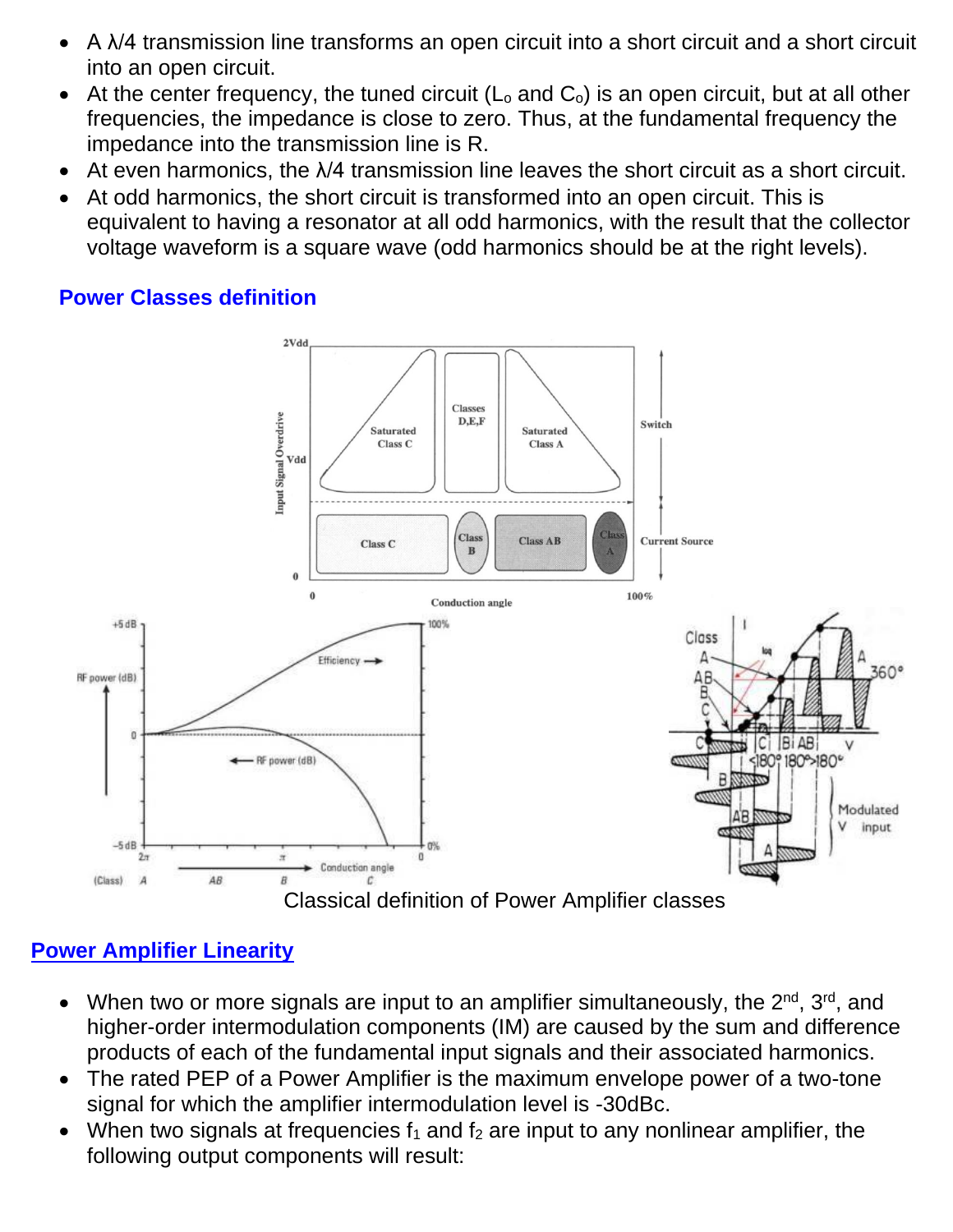- A λ/4 transmission line transforms an open circuit into a short circuit and a short circuit into an open circuit.
- At the center frequency, the tuned circuit ($L_o$ and $C_o$) is an open circuit, but at all other frequencies, the impedance is close to zero. Thus, at the fundamental frequency the impedance into the transmission line is R.
- At even harmonics, the λ/4 transmission line leaves the short circuit as a short circuit.
- At odd harmonics, the short circuit is transformed into an open circuit. This is equivalent to having a resonator at all odd harmonics, with the result that the collector voltage waveform is a square wave (odd harmonics should be at the right levels).

## Power Classes definition

Classical definition of Power Amplifier classes

## Power Amplifier Linearity

- When two or more signals are input to an amplifier simultaneously, the 2nd, 3rd, and higher-order intermodulation components (IM) are caused by the sum and difference products of each of the fundamental input signals and their associated harmonics.
- The rated PEP of a Power Amplifier is the maximum envelope power of a two-tone signal for which the amplifier intermodulation level is -30dBc.
- When two signals at frequencies $f_1$ and $f_2$ are input to any nonlinear amplifier, the following output components will result: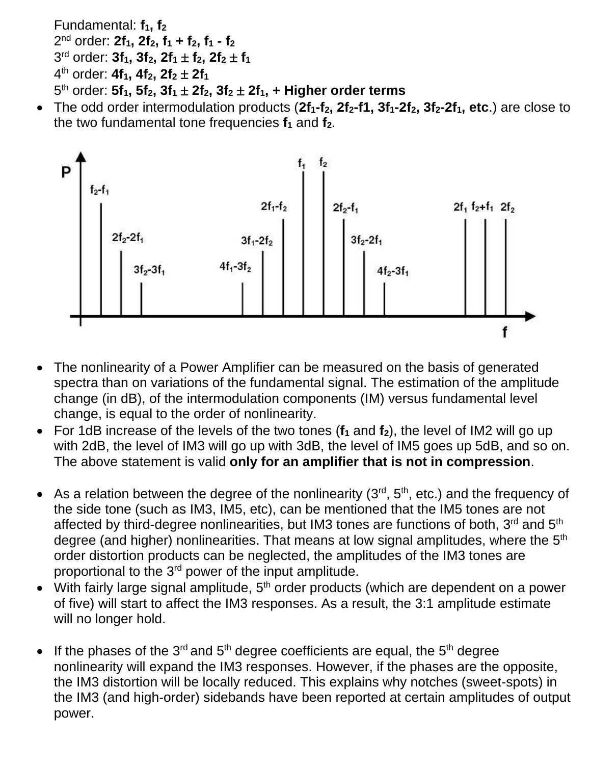Fundamental: $f_1$, $f_2$
2nd order: $2f_1$, $2f_2$, $f_1 + f_2$, $f_1 - f_2$
3rd order: $3f_1$, $3f_2$, $2f_1 \pm f_2$, $2f_2 \pm f_1$
4th order: $4f_1$, $4f_2$, $2f_2 \pm 2f_1$
5th order: $5f_1$, $5f_2$, $3f_1 \pm 2f_2$, $3f_2 \pm 2f_1$, **+ Higher order terms**

- The odd order intermodulation products (**$2f_1$-$f_2$, $2f_2$-f1, $3f_1$-$2f_2$, $3f_2$-$2f_1$, etc**.) are close to the two fundamental tone frequencies $f_1$ and $f_2$.

- The nonlinearity of a Power Amplifier can be measured on the basis of generated spectra than on variations of the fundamental signal. The estimation of the amplitude change (in dB), of the intermodulation components (IM) versus fundamental level change, is equal to the order of nonlinearity.
- For 1dB increase of the levels of the two tones ($f_1$ and $f_2$), the level of IM2 will go up with 2dB, the level of IM3 will go up with 3dB, the level of IM5 goes up 5dB, and so on. The above statement is valid **only for an amplifier that is not in compression**.

- As a relation between the degree of the nonlinearity (3rd, 5th, etc.) and the frequency of the side tone (such as IM3, IM5, etc), can be mentioned that the IM5 tones are not affected by third-degree nonlinearities, but IM3 tones are functions of both, 3rd and 5th degree (and higher) nonlinearities. That means at low signal amplitudes, where the 5th order distortion products can be neglected, the amplitudes of the IM3 tones are proportional to the 3rd power of the input amplitude.
- With fairly large signal amplitude, 5th order products (which are dependent on a power of five) will start to affect the IM3 responses. As a result, the 3:1 amplitude estimate will no longer hold.

- If the phases of the 3rd and 5th degree coefficients are equal, the 5th degree nonlinearity will expand the IM3 responses. However, if the phases are the opposite, the IM3 distortion will be locally reduced. This explains why notches (sweet-spots) in the IM3 (and high-order) sidebands have been reported at certain amplitudes of output power.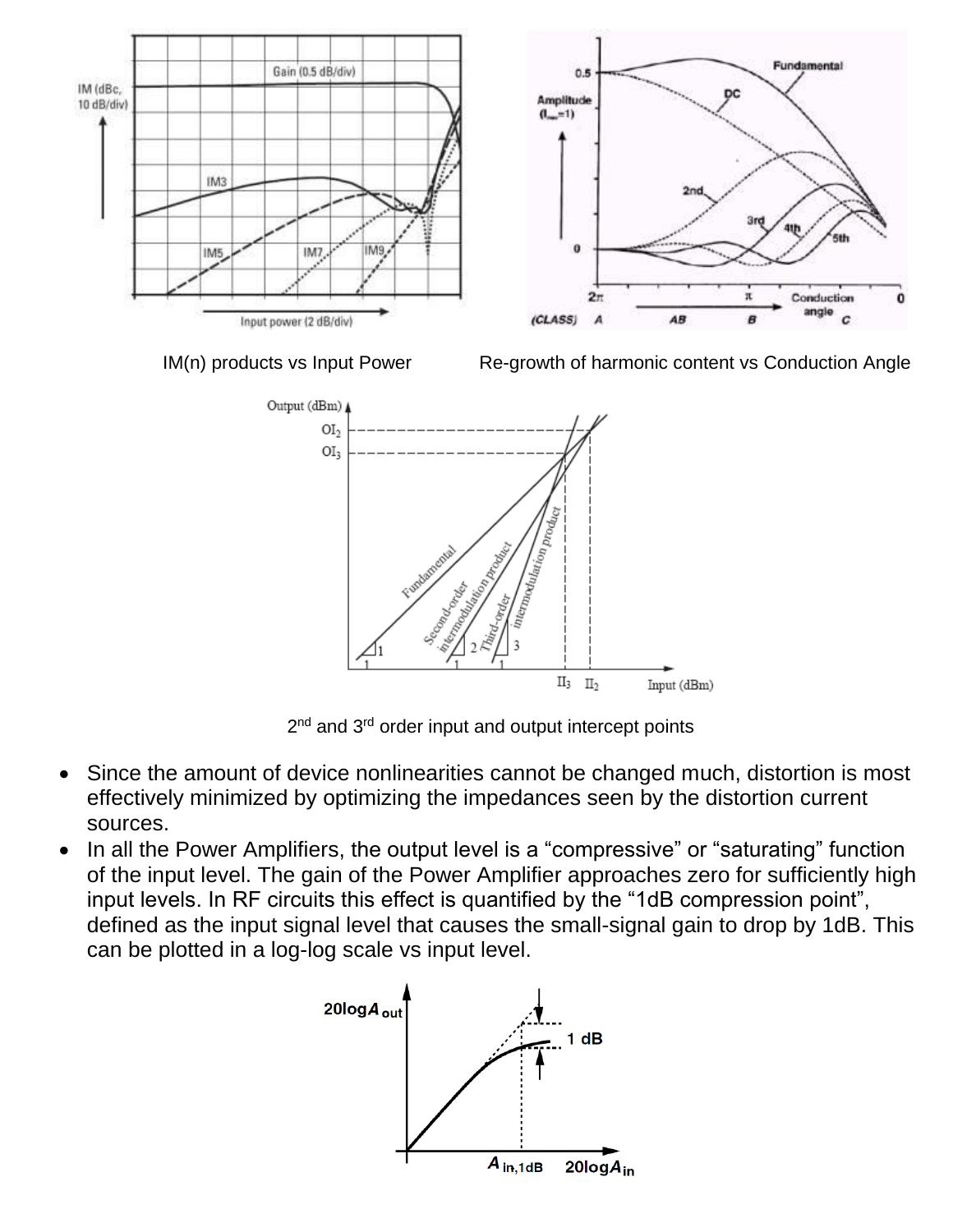IM(n) products vs Input Power

Re-growth of harmonic content vs Conduction Angle

2nd and 3rd order input and output intercept points

- Since the amount of device nonlinearities cannot be changed much, distortion is most effectively minimized by optimizing the impedances seen by the distortion current sources.
- In all the Power Amplifiers, the output level is a "compressive" or "saturating" function of the input level. The gain of the Power Amplifier approaches zero for sufficiently high input levels. In RF circuits this effect is quantified by the "1dB compression point", defined as the input signal level that causes the small-signal gain to drop by 1dB. This can be plotted in a log-log scale vs input level.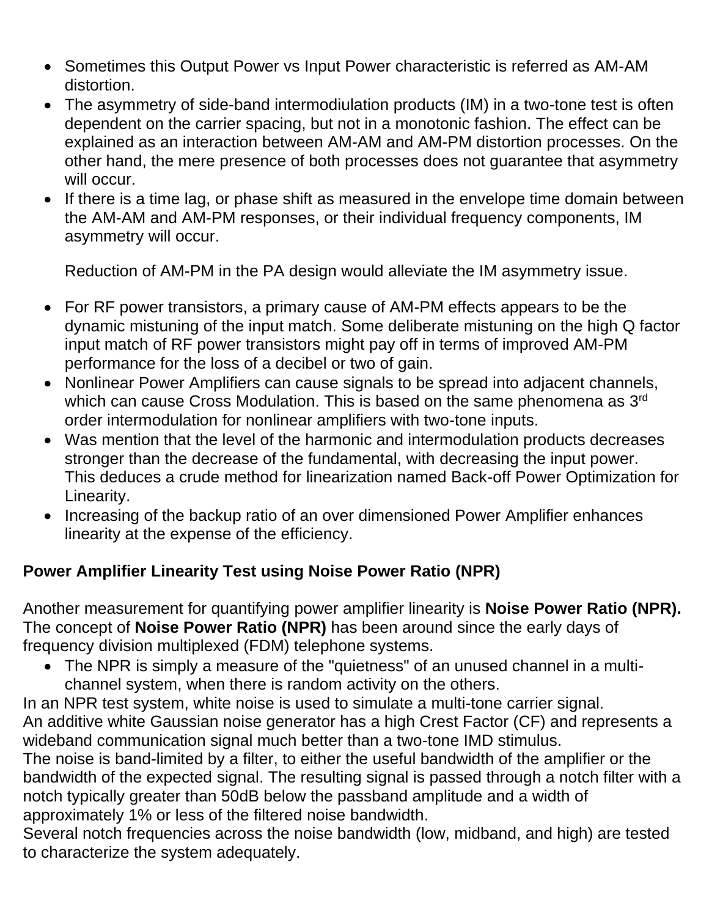- Sometimes this Output Power vs Input Power characteristic is referred as AM-AM distortion.
- The asymmetry of side-band intermodiulation products (IM) in a two-tone test is often dependent on the carrier spacing, but not in a monotonic fashion. The effect can be explained as an interaction between AM-AM and AM-PM distortion processes. On the other hand, the mere presence of both processes does not guarantee that asymmetry will occur.
- If there is a time lag, or phase shift as measured in the envelope time domain between the AM-AM and AM-PM responses, or their individual frequency components, IM asymmetry will occur.

  Reduction of AM-PM in the PA design would alleviate the IM asymmetry issue.

- For RF power transistors, a primary cause of AM-PM effects appears to be the dynamic mistuning of the input match. Some deliberate mistuning on the high Q factor input match of RF power transistors might pay off in terms of improved AM-PM performance for the loss of a decibel or two of gain.
- Nonlinear Power Amplifiers can cause signals to be spread into adjacent channels, which can cause Cross Modulation. This is based on the same phenomena as 3rd order intermodulation for nonlinear amplifiers with two-tone inputs.
- Was mention that the level of the harmonic and intermodulation products decreases stronger than the decrease of the fundamental, with decreasing the input power. This deduces a crude method for linearization named Back-off Power Optimization for Linearity.
- Increasing of the backup ratio of an over dimensioned Power Amplifier enhances linearity at the expense of the efficiency.

**Power Amplifier Linearity Test using Noise Power Ratio (NPR)**

Another measurement for quantifying power amplifier linearity is **Noise Power Ratio (NPR).** The concept of **Noise Power Ratio (NPR)** has been around since the early days of frequency division multiplexed (FDM) telephone systems.

- The NPR is simply a measure of the "quietness" of an unused channel in a multi-channel system, when there is random activity on the others.

In an NPR test system, white noise is used to simulate a multi-tone carrier signal.
An additive white Gaussian noise generator has a high Crest Factor (CF) and represents a wideband communication signal much better than a two-tone IMD stimulus.
The noise is band-limited by a filter, to either the useful bandwidth of the amplifier or the bandwidth of the expected signal. The resulting signal is passed through a notch filter with a notch typically greater than 50dB below the passband amplitude and a width of approximately 1% or less of the filtered noise bandwidth.
Several notch frequencies across the noise bandwidth (low, midband, and high) are tested to characterize the system adequately.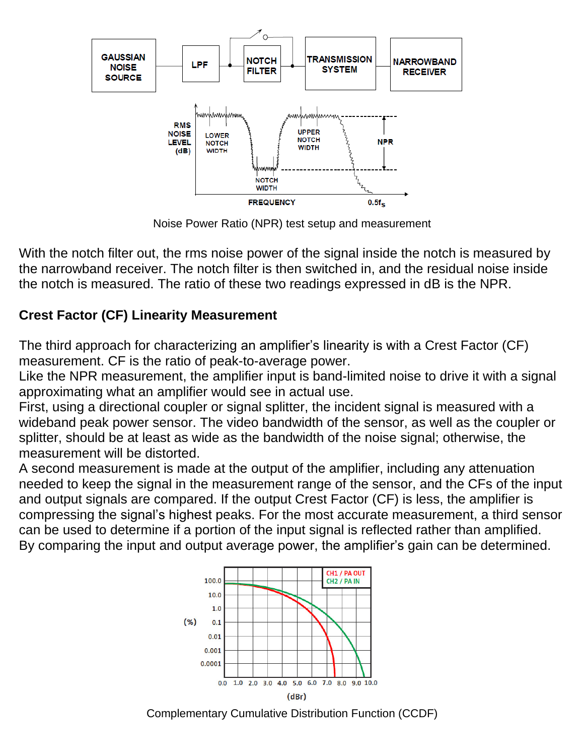Noise Power Ratio (NPR) test setup and measurement

With the notch filter out, the rms noise power of the signal inside the notch is measured by the narrowband receiver. The notch filter is then switched in, and the residual noise inside the notch is measured. The ratio of these two readings expressed in dB is the NPR.

**Crest Factor (CF) Linearity Measurement**

The third approach for characterizing an amplifier's linearity is with a Crest Factor (CF) measurement. CF is the ratio of peak-to-average power.
Like the NPR measurement, the amplifier input is band-limited noise to drive it with a signal approximating what an amplifier would see in actual use.
First, using a directional coupler or signal splitter, the incident signal is measured with a wideband peak power sensor. The video bandwidth of the sensor, as well as the coupler or splitter, should be at least as wide as the bandwidth of the noise signal; otherwise, the measurement will be distorted.
A second measurement is made at the output of the amplifier, including any attenuation needed to keep the signal in the measurement range of the sensor, and the CFs of the input and output signals are compared. If the output Crest Factor (CF) is less, the amplifier is compressing the signal's highest peaks. For the most accurate measurement, a third sensor can be used to determine if a portion of the input signal is reflected rather than amplified. By comparing the input and output average power, the amplifier's gain can be determined.

Complementary Cumulative Distribution Function (CCDF)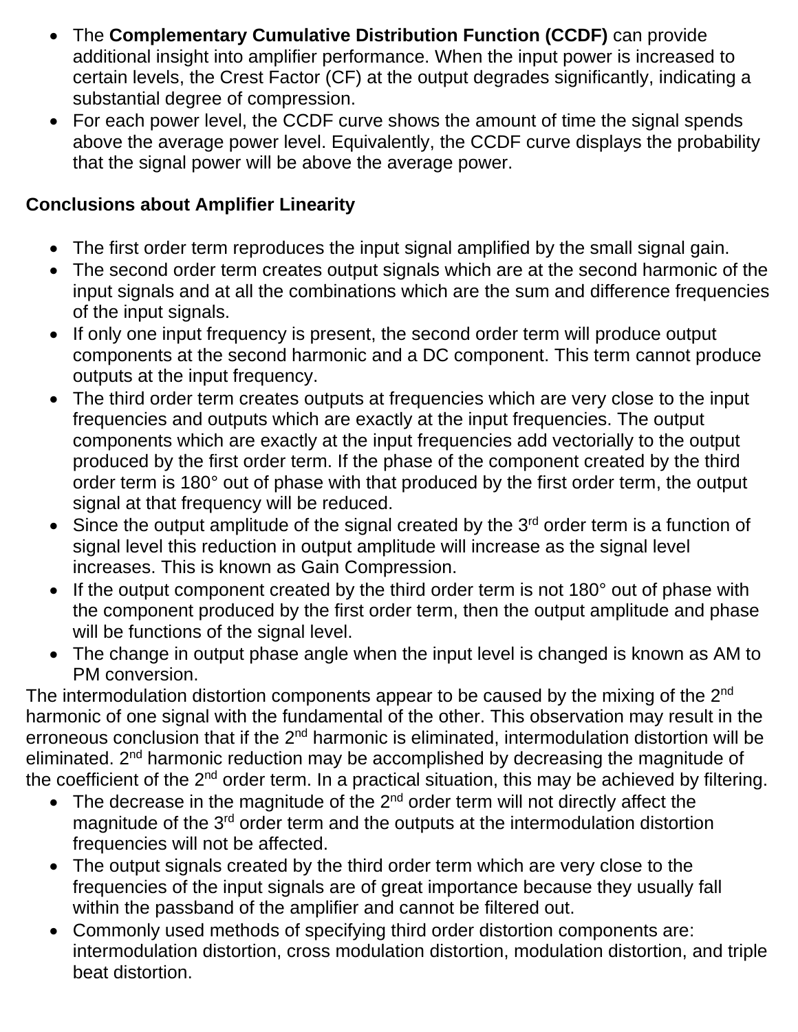- The **Complementary Cumulative Distribution Function (CCDF)** can provide additional insight into amplifier performance. When the input power is increased to certain levels, the Crest Factor (CF) at the output degrades significantly, indicating a substantial degree of compression.
- For each power level, the CCDF curve shows the amount of time the signal spends above the average power level. Equivalently, the CCDF curve displays the probability that the signal power will be above the average power.

**Conclusions about Amplifier Linearity**

- The first order term reproduces the input signal amplified by the small signal gain.
- The second order term creates output signals which are at the second harmonic of the input signals and at all the combinations which are the sum and difference frequencies of the input signals.
- If only one input frequency is present, the second order term will produce output components at the second harmonic and a DC component. This term cannot produce outputs at the input frequency.
- The third order term creates outputs at frequencies which are very close to the input frequencies and outputs which are exactly at the input frequencies. The output components which are exactly at the input frequencies add vectorially to the output produced by the first order term. If the phase of the component created by the third order term is 180° out of phase with that produced by the first order term, the output signal at that frequency will be reduced.
- Since the output amplitude of the signal created by the 3rd order term is a function of signal level this reduction in output amplitude will increase as the signal level increases. This is known as Gain Compression.
- If the output component created by the third order term is not 180° out of phase with the component produced by the first order term, then the output amplitude and phase will be functions of the signal level.
- The change in output phase angle when the input level is changed is known as AM to PM conversion.

The intermodulation distortion components appear to be caused by the mixing of the 2nd harmonic of one signal with the fundamental of the other. This observation may result in the erroneous conclusion that if the 2nd harmonic is eliminated, intermodulation distortion will be eliminated. 2nd harmonic reduction may be accomplished by decreasing the magnitude of the coefficient of the 2nd order term. In a practical situation, this may be achieved by filtering.

- The decrease in the magnitude of the 2nd order term will not directly affect the magnitude of the 3rd order term and the outputs at the intermodulation distortion frequencies will not be affected.
- The output signals created by the third order term which are very close to the frequencies of the input signals are of great importance because they usually fall within the passband of the amplifier and cannot be filtered out.
- Commonly used methods of specifying third order distortion components are: intermodulation distortion, cross modulation distortion, modulation distortion, and triple beat distortion.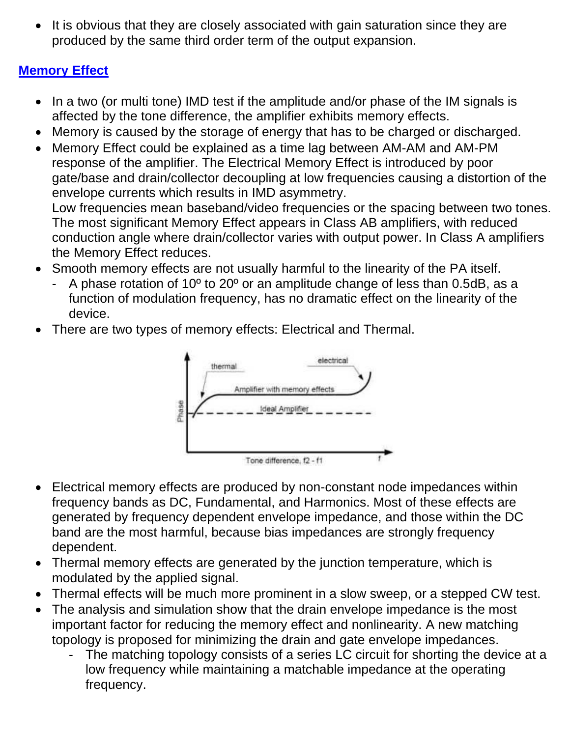- It is obvious that they are closely associated with gain saturation since they are produced by the same third order term of the output expansion.

## Memory Effect

- In a two (or multi tone) IMD test if the amplitude and/or phase of the IM signals is affected by the tone difference, the amplifier exhibits memory effects.
- Memory is caused by the storage of energy that has to be charged or discharged.
- Memory Effect could be explained as a time lag between AM-AM and AM-PM response of the amplifier. The Electrical Memory Effect is introduced by poor gate/base and drain/collector decoupling at low frequencies causing a distortion of the envelope currents which results in IMD asymmetry.
  Low frequencies mean baseband/video frequencies or the spacing between two tones. The most significant Memory Effect appears in Class AB amplifiers, with reduced conduction angle where drain/collector varies with output power. In Class A amplifiers the Memory Effect reduces.
- Smooth memory effects are not usually harmful to the linearity of the PA itself.
  - A phase rotation of 10º to 20º or an amplitude change of less than 0.5dB, as a function of modulation frequency, has no dramatic effect on the linearity of the device.
- There are two types of memory effects: Electrical and Thermal.

- Electrical memory effects are produced by non-constant node impedances within frequency bands as DC, Fundamental, and Harmonics. Most of these effects are generated by frequency dependent envelope impedance, and those within the DC band are the most harmful, because bias impedances are strongly frequency dependent.
- Thermal memory effects are generated by the junction temperature, which is modulated by the applied signal.
- Thermal effects will be much more prominent in a slow sweep, or a stepped CW test.
- The analysis and simulation show that the drain envelope impedance is the most important factor for reducing the memory effect and nonlinearity. A new matching topology is proposed for minimizing the drain and gate envelope impedances.
  - The matching topology consists of a series LC circuit for shorting the device at a low frequency while maintaining a matchable impedance at the operating frequency.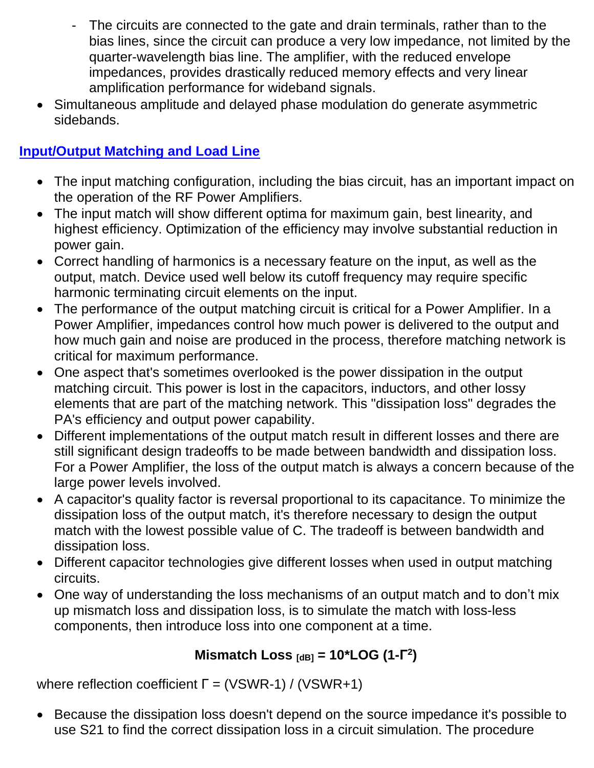- The circuits are connected to the gate and drain terminals, rather than to the bias lines, since the circuit can produce a very low impedance, not limited by the quarter-wavelength bias line. The amplifier, with the reduced envelope impedances, provides drastically reduced memory effects and very linear amplification performance for wideband signals.
- Simultaneous amplitude and delayed phase modulation do generate asymmetric sidebands.

## Input/Output Matching and Load Line

- The input matching configuration, including the bias circuit, has an important impact on the operation of the RF Power Amplifiers.
- The input match will show different optima for maximum gain, best linearity, and highest efficiency. Optimization of the efficiency may involve substantial reduction in power gain.
- Correct handling of harmonics is a necessary feature on the input, as well as the output, match. Device used well below its cutoff frequency may require specific harmonic terminating circuit elements on the input.
- The performance of the output matching circuit is critical for a Power Amplifier. In a Power Amplifier, impedances control how much power is delivered to the output and how much gain and noise are produced in the process, therefore matching network is critical for maximum performance.
- One aspect that's sometimes overlooked is the power dissipation in the output matching circuit. This power is lost in the capacitors, inductors, and other lossy elements that are part of the matching network. This "dissipation loss" degrades the PA's efficiency and output power capability.
- Different implementations of the output match result in different losses and there are still significant design tradeoffs to be made between bandwidth and dissipation loss. For a Power Amplifier, the loss of the output match is always a concern because of the large power levels involved.
- A capacitor's quality factor is reversal proportional to its capacitance. To minimize the dissipation loss of the output match, it's therefore necessary to design the output match with the lowest possible value of C. The tradeoff is between bandwidth and dissipation loss.
- Different capacitor technologies give different losses when used in output matching circuits.
- One way of understanding the loss mechanisms of an output match and to don't mix up mismatch loss and dissipation loss, is to simulate the match with loss-less components, then introduce loss into one component at a time.

$$\textbf{Mismatch Loss}_{[dB]} = 10 \cdot \text{LOG}\,(1-\Gamma^2)$$

where reflection coefficient $\Gamma = (VSWR-1) / (VSWR+1)$

- Because the dissipation loss doesn't depend on the source impedance it's possible to use S21 to find the correct dissipation loss in a circuit simulation. The procedure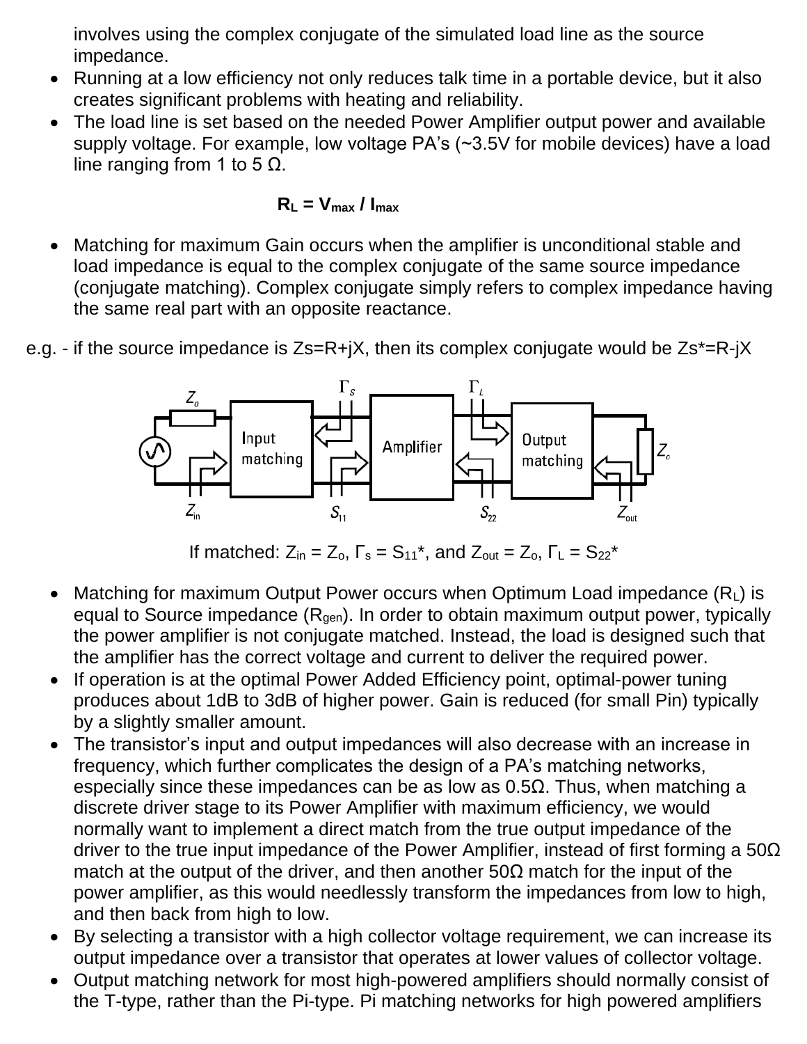involves using the complex conjugate of the simulated load line as the source impedance.

- Running at a low efficiency not only reduces talk time in a portable device, but it also creates significant problems with heating and reliability.
- The load line is set based on the needed Power Amplifier output power and available supply voltage. For example, low voltage PA's (~3.5V for mobile devices) have a load line ranging from 1 to 5 Ω.

$$R_L = V_{max} / I_{max}$$

- Matching for maximum Gain occurs when the amplifier is unconditional stable and load impedance is equal to the complex conjugate of the same source impedance (conjugate matching). Complex conjugate simply refers to complex impedance having the same real part with an opposite reactance.

e.g. - if the source impedance is $Z_s=R+jX$, then its complex conjugate would be $Z_s^*=R-jX$

If matched: $Z_{in} = Z_o$, $\Gamma_s = S_{11}^*$, and $Z_{out} = Z_o$, $\Gamma_L = S_{22}^*$

- Matching for maximum Output Power occurs when Optimum Load impedance ($R_L$) is equal to Source impedance ($R_{gen}$). In order to obtain maximum output power, typically the power amplifier is not conjugate matched. Instead, the load is designed such that the amplifier has the correct voltage and current to deliver the required power.
- If operation is at the optimal Power Added Efficiency point, optimal-power tuning produces about 1dB to 3dB of higher power. Gain is reduced (for small Pin) typically by a slightly smaller amount.
- The transistor's input and output impedances will also decrease with an increase in frequency, which further complicates the design of a PA's matching networks, especially since these impedances can be as low as 0.5Ω. Thus, when matching a discrete driver stage to its Power Amplifier with maximum efficiency, we would normally want to implement a direct match from the true output impedance of the driver to the true input impedance of the Power Amplifier, instead of first forming a 50Ω match at the output of the driver, and then another 50Ω match for the input of the power amplifier, as this would needlessly transform the impedances from low to high, and then back from high to low.
- By selecting a transistor with a high collector voltage requirement, we can increase its output impedance over a transistor that operates at lower values of collector voltage.
- Output matching network for most high-powered amplifiers should normally consist of the T-type, rather than the Pi-type. Pi matching networks for high powered amplifiers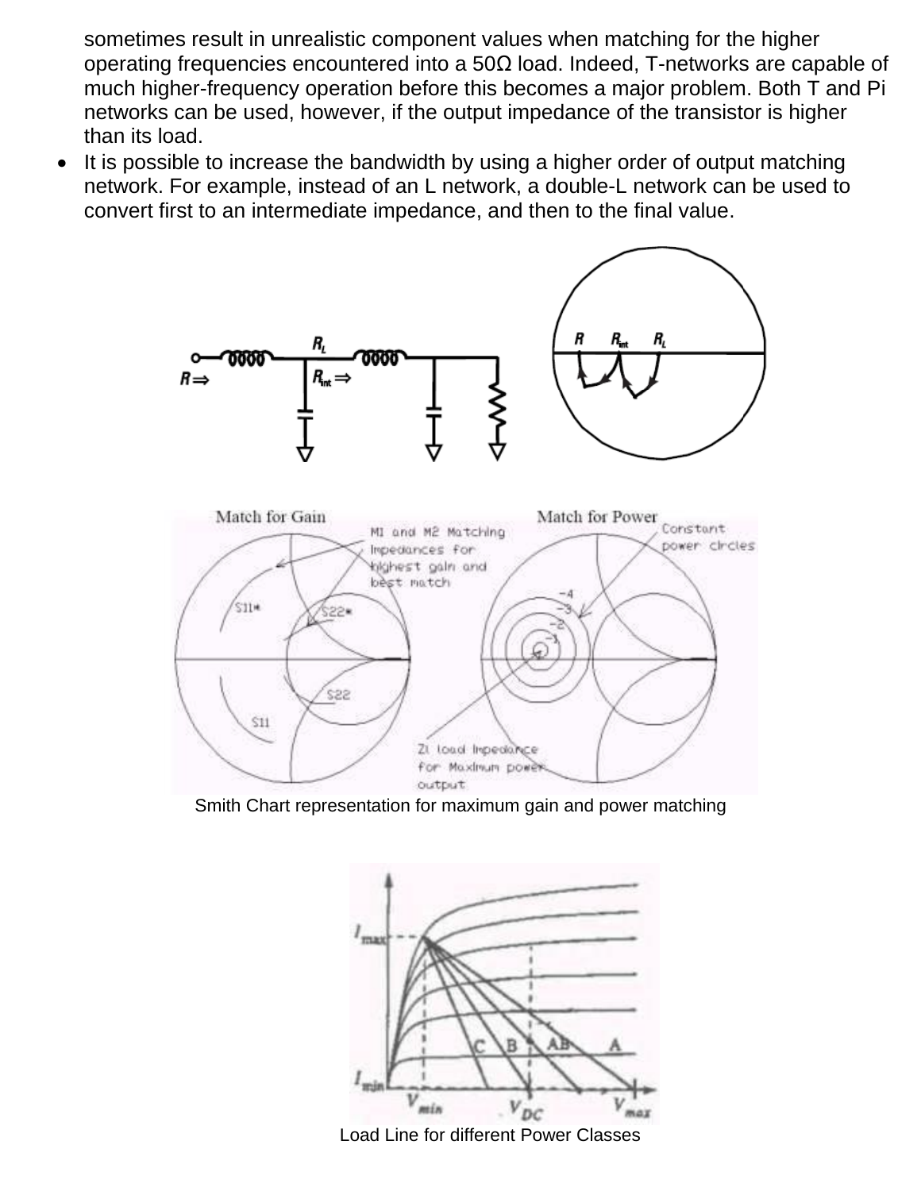sometimes result in unrealistic component values when matching for the higher operating frequencies encountered into a 50Ω load. Indeed, T-networks are capable of much higher-frequency operation before this becomes a major problem. Both T and Pi networks can be used, however, if the output impedance of the transistor is higher than its load.

- It is possible to increase the bandwidth by using a higher order of output matching network. For example, instead of an L network, a double-L network can be used to convert first to an intermediate impedance, and then to the final value.

Smith Chart representation for maximum gain and power matching

Load Line for different Power Classes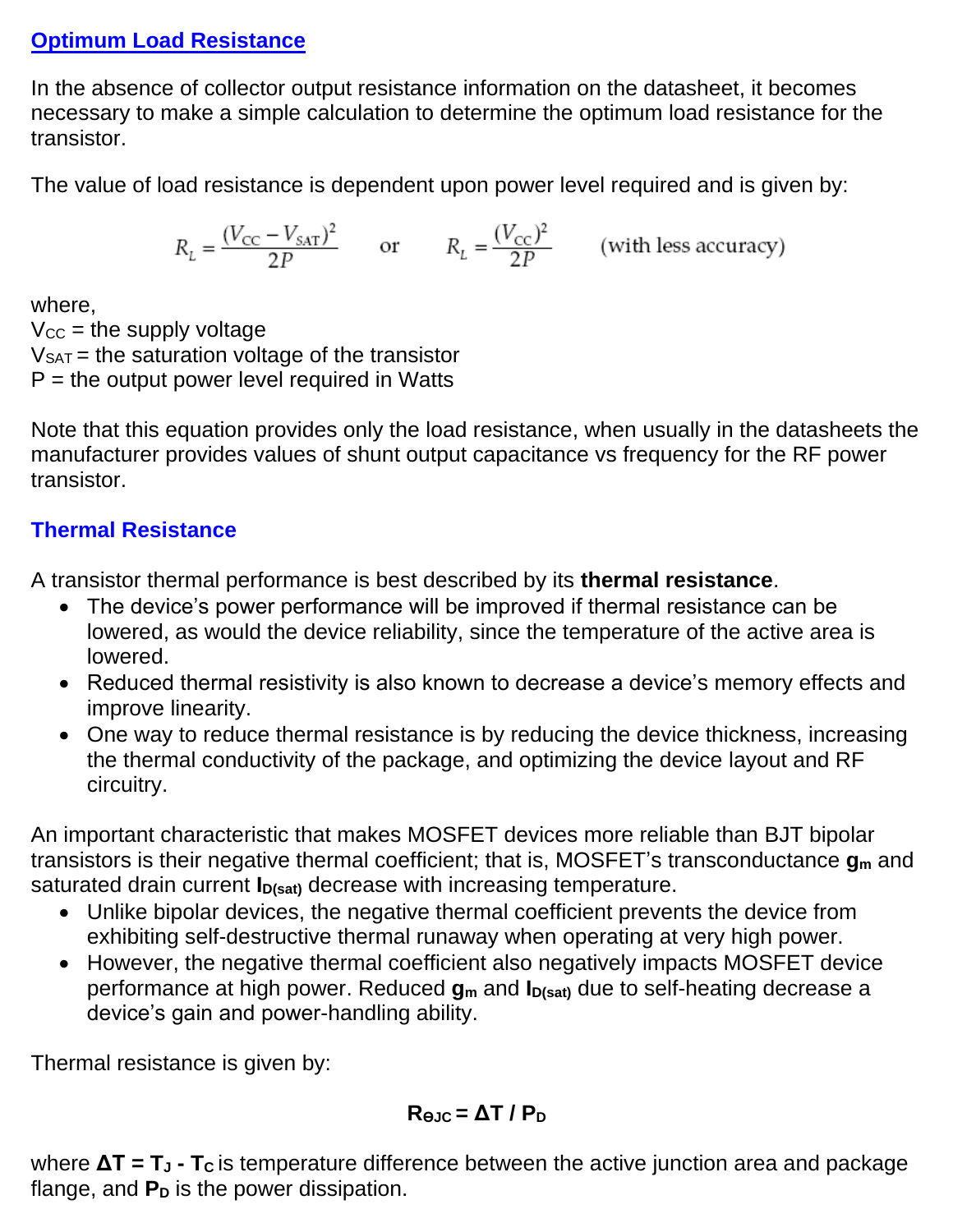## Optimum Load Resistance

In the absence of collector output resistance information on the datasheet, it becomes necessary to make a simple calculation to determine the optimum load resistance for the transistor.

The value of load resistance is dependent upon power level required and is given by:

$$R_L = \frac{(V_{CC} - V_{SAT})^2}{2P} \quad \text{or} \quad R_L = \frac{(V_{CC})^2}{2P} \quad \text{(with less accuracy)}$$

where,
$V_{CC}$ = the supply voltage
$V_{SAT}$ = the saturation voltage of the transistor
P = the output power level required in Watts

Note that this equation provides only the load resistance, when usually in the datasheets the manufacturer provides values of shunt output capacitance vs frequency for the RF power transistor.

## Thermal Resistance

A transistor thermal performance is best described by its **thermal resistance**.

- The device's power performance will be improved if thermal resistance can be lowered, as would the device reliability, since the temperature of the active area is lowered.
- Reduced thermal resistivity is also known to decrease a device's memory effects and improve linearity.
- One way to reduce thermal resistance is by reducing the device thickness, increasing the thermal conductivity of the package, and optimizing the device layout and RF circuitry.

An important characteristic that makes MOSFET devices more reliable than BJT bipolar transistors is their negative thermal coefficient; that is, MOSFET's transconductance $\mathbf{g_m}$ and saturated drain current $\mathbf{I_{D(sat)}}$ decrease with increasing temperature.

- Unlike bipolar devices, the negative thermal coefficient prevents the device from exhibiting self-destructive thermal runaway when operating at very high power.
- However, the negative thermal coefficient also negatively impacts MOSFET device performance at high power. Reduced $\mathbf{g_m}$ and $\mathbf{I_{D(sat)}}$ due to self-heating decrease a device's gain and power-handling ability.

Thermal resistance is given by:

$$\mathbf{R_{\theta JC} = \Delta T / P_D}$$

where $\mathbf{\Delta T = T_J - T_C}$ is temperature difference between the active junction area and package flange, and $\mathbf{P_D}$ is the power dissipation.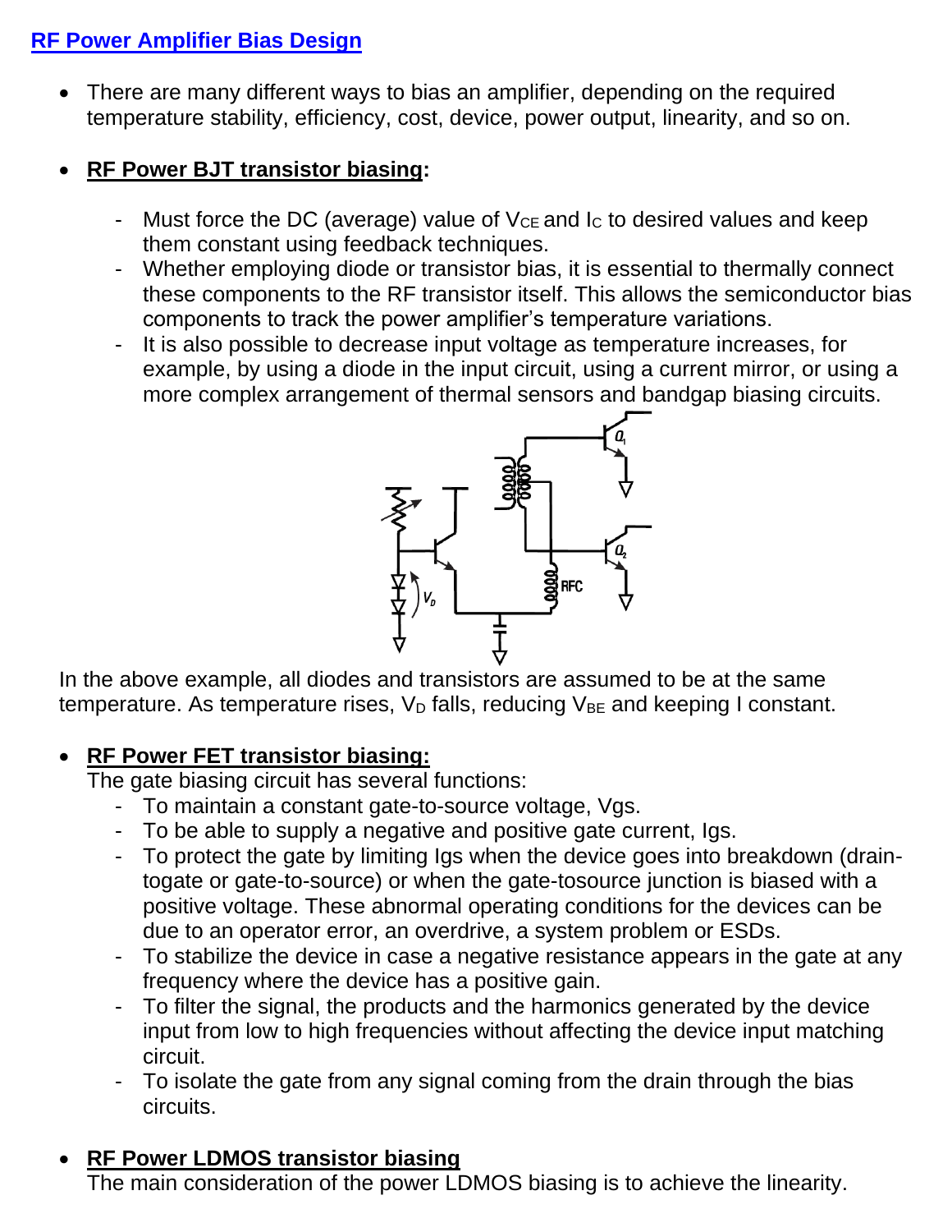## RF Power Amplifier Bias Design

- There are many different ways to bias an amplifier, depending on the required temperature stability, efficiency, cost, device, power output, linearity, and so on.

- **RF Power BJT transistor biasing:**

  - Must force the DC (average) value of $V_{CE}$ and $I_C$ to desired values and keep them constant using feedback techniques.
  - Whether employing diode or transistor bias, it is essential to thermally connect these components to the RF transistor itself. This allows the semiconductor bias components to track the power amplifier's temperature variations.
  - It is also possible to decrease input voltage as temperature increases, for example, by using a diode in the input circuit, using a current mirror, or using a more complex arrangement of thermal sensors and bandgap biasing circuits.

In the above example, all diodes and transistors are assumed to be at the same temperature. As temperature rises, $V_D$ falls, reducing $V_{BE}$ and keeping I constant.

- **RF Power FET transistor biasing:**

  The gate biasing circuit has several functions:
  - To maintain a constant gate-to-source voltage, Vgs.
  - To be able to supply a negative and positive gate current, Igs.
  - To protect the gate by limiting Igs when the device goes into breakdown (drain-togate or gate-to-source) or when the gate-tosource junction is biased with a positive voltage. These abnormal operating conditions for the devices can be due to an operator error, an overdrive, a system problem or ESDs.
  - To stabilize the device in case a negative resistance appears in the gate at any frequency where the device has a positive gain.
  - To filter the signal, the products and the harmonics generated by the device input from low to high frequencies without affecting the device input matching circuit.
  - To isolate the gate from any signal coming from the drain through the bias circuits.

- **RF Power LDMOS transistor biasing**

  The main consideration of the power LDMOS biasing is to achieve the linearity.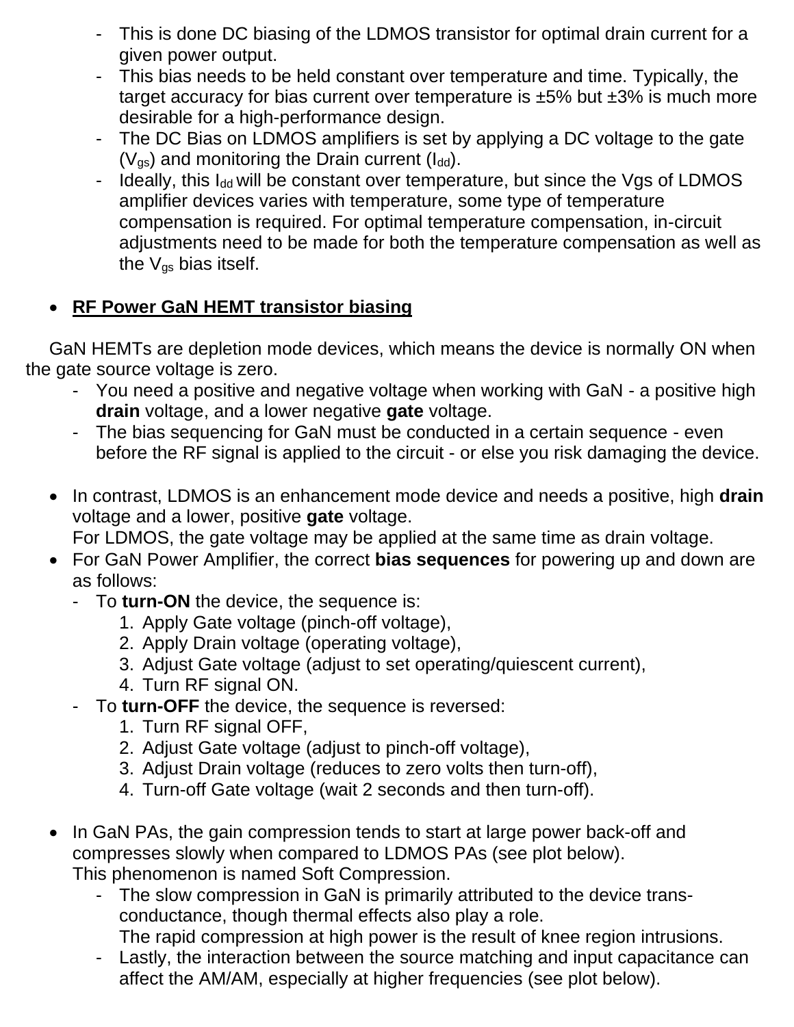- This is done DC biasing of the LDMOS transistor for optimal drain current for a given power output.
- This bias needs to be held constant over temperature and time. Typically, the target accuracy for bias current over temperature is ±5% but ±3% is much more desirable for a high-performance design.
- The DC Bias on LDMOS amplifiers is set by applying a DC voltage to the gate ($V_{gs}$) and monitoring the Drain current ($I_{dd}$).
- Ideally, this $I_{dd}$ will be constant over temperature, but since the Vgs of LDMOS amplifier devices varies with temperature, some type of temperature compensation is required. For optimal temperature compensation, in-circuit adjustments need to be made for both the temperature compensation as well as the $V_{gs}$ bias itself.

- **RF Power GaN HEMT transistor biasing**

GaN HEMTs are depletion mode devices, which means the device is normally ON when the gate source voltage is zero.

- You need a positive and negative voltage when working with GaN - a positive high **drain** voltage, and a lower negative **gate** voltage.
- The bias sequencing for GaN must be conducted in a certain sequence - even before the RF signal is applied to the circuit - or else you risk damaging the device.

- In contrast, LDMOS is an enhancement mode device and needs a positive, high **drain** voltage and a lower, positive **gate** voltage.
  For LDMOS, the gate voltage may be applied at the same time as drain voltage.
- For GaN Power Amplifier, the correct **bias sequences** for powering up and down are as follows:
  - To **turn-ON** the device, the sequence is:
    1. Apply Gate voltage (pinch-off voltage),
    2. Apply Drain voltage (operating voltage),
    3. Adjust Gate voltage (adjust to set operating/quiescent current),
    4. Turn RF signal ON.
  - To **turn-OFF** the device, the sequence is reversed:
    1. Turn RF signal OFF,
    2. Adjust Gate voltage (adjust to pinch-off voltage),
    3. Adjust Drain voltage (reduces to zero volts then turn-off),
    4. Turn-off Gate voltage (wait 2 seconds and then turn-off).

- In GaN PAs, the gain compression tends to start at large power back-off and compresses slowly when compared to LDMOS PAs (see plot below).
  This phenomenon is named Soft Compression.
  - The slow compression in GaN is primarily attributed to the device trans-conductance, though thermal effects also play a role.
    The rapid compression at high power is the result of knee region intrusions.
  - Lastly, the interaction between the source matching and input capacitance can affect the AM/AM, especially at higher frequencies (see plot below).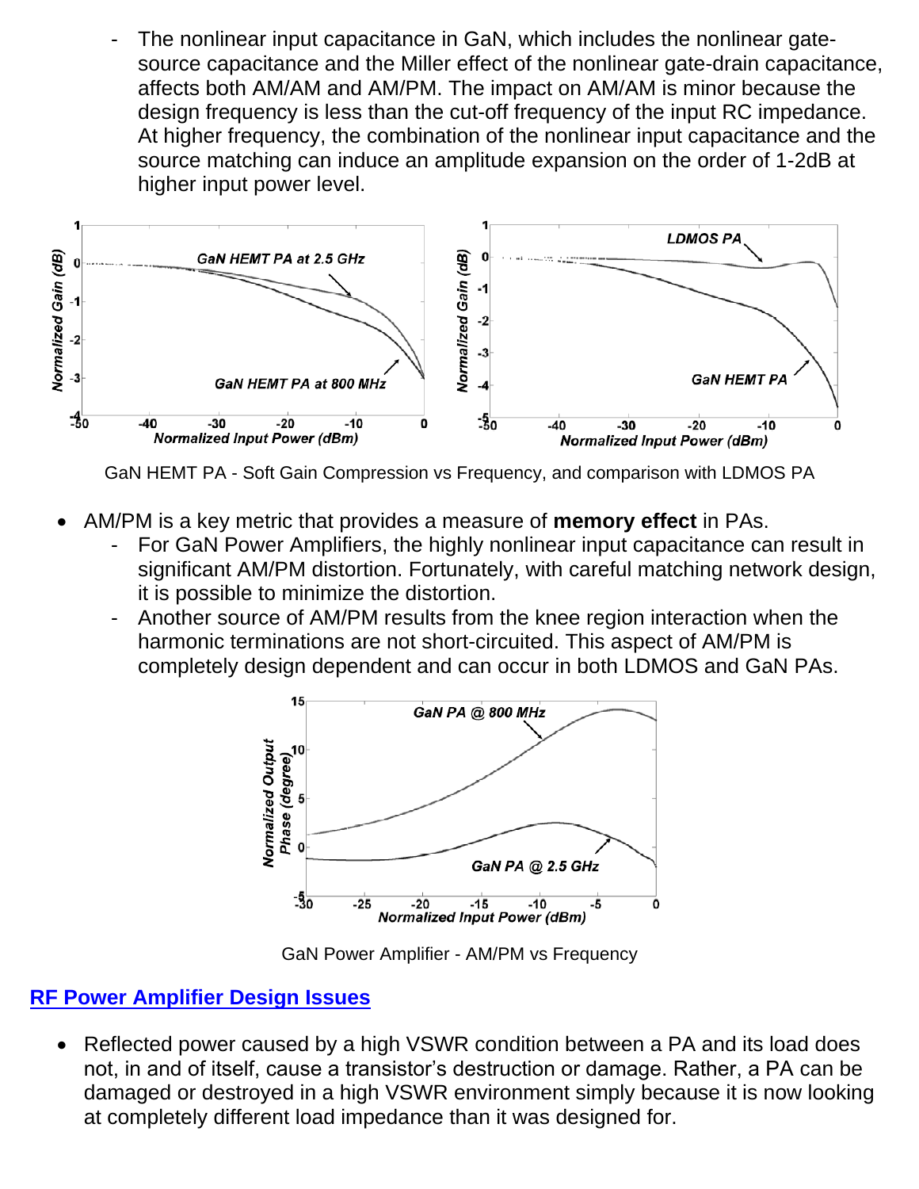- The nonlinear input capacitance in GaN, which includes the nonlinear gate-source capacitance and the Miller effect of the nonlinear gate-drain capacitance, affects both AM/AM and AM/PM. The impact on AM/AM is minor because the design frequency is less than the cut-off frequency of the input RC impedance. At higher frequency, the combination of the nonlinear input capacitance and the source matching can induce an amplitude expansion on the order of 1-2dB at higher input power level.

GaN HEMT PA - Soft Gain Compression vs Frequency, and comparison with LDMOS PA

- AM/PM is a key metric that provides a measure of **memory effect** in PAs.
  - For GaN Power Amplifiers, the highly nonlinear input capacitance can result in significant AM/PM distortion. Fortunately, with careful matching network design, it is possible to minimize the distortion.
  - Another source of AM/PM results from the knee region interaction when the harmonic terminations are not short-circuited. This aspect of AM/PM is completely design dependent and can occur in both LDMOS and GaN PAs.

GaN Power Amplifier - AM/PM vs Frequency

## RF Power Amplifier Design Issues

- Reflected power caused by a high VSWR condition between a PA and its load does not, in and of itself, cause a transistor's destruction or damage. Rather, a PA can be damaged or destroyed in a high VSWR environment simply because it is now looking at completely different load impedance than it was designed for.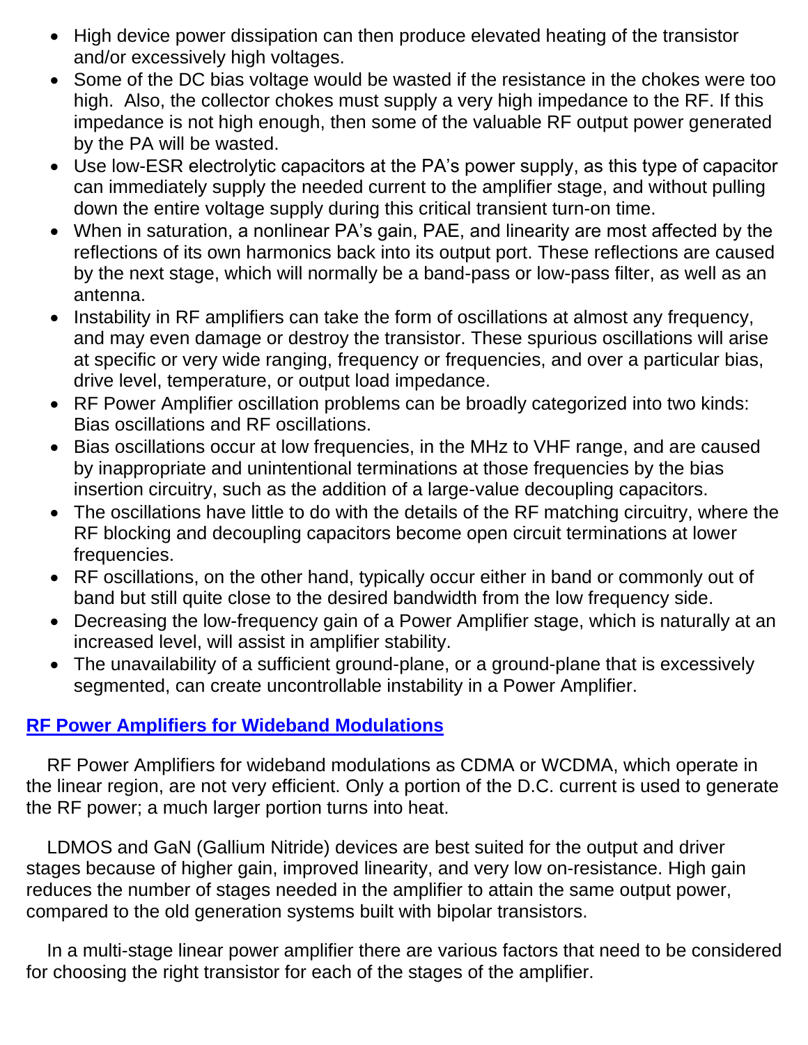- High device power dissipation can then produce elevated heating of the transistor and/or excessively high voltages.
- Some of the DC bias voltage would be wasted if the resistance in the chokes were too high. Also, the collector chokes must supply a very high impedance to the RF. If this impedance is not high enough, then some of the valuable RF output power generated by the PA will be wasted.
- Use low-ESR electrolytic capacitors at the PA's power supply, as this type of capacitor can immediately supply the needed current to the amplifier stage, and without pulling down the entire voltage supply during this critical transient turn-on time.
- When in saturation, a nonlinear PA's gain, PAE, and linearity are most affected by the reflections of its own harmonics back into its output port. These reflections are caused by the next stage, which will normally be a band-pass or low-pass filter, as well as an antenna.
- Instability in RF amplifiers can take the form of oscillations at almost any frequency, and may even damage or destroy the transistor. These spurious oscillations will arise at specific or very wide ranging, frequency or frequencies, and over a particular bias, drive level, temperature, or output load impedance.
- RF Power Amplifier oscillation problems can be broadly categorized into two kinds: Bias oscillations and RF oscillations.
- Bias oscillations occur at low frequencies, in the MHz to VHF range, and are caused by inappropriate and unintentional terminations at those frequencies by the bias insertion circuitry, such as the addition of a large-value decoupling capacitors.
- The oscillations have little to do with the details of the RF matching circuitry, where the RF blocking and decoupling capacitors become open circuit terminations at lower frequencies.
- RF oscillations, on the other hand, typically occur either in band or commonly out of band but still quite close to the desired bandwidth from the low frequency side.
- Decreasing the low-frequency gain of a Power Amplifier stage, which is naturally at an increased level, will assist in amplifier stability.
- The unavailability of a sufficient ground-plane, or a ground-plane that is excessively segmented, can create uncontrollable instability in a Power Amplifier.

## RF Power Amplifiers for Wideband Modulations

RF Power Amplifiers for wideband modulations as CDMA or WCDMA, which operate in the linear region, are not very efficient. Only a portion of the D.C. current is used to generate the RF power; a much larger portion turns into heat.

LDMOS and GaN (Gallium Nitride) devices are best suited for the output and driver stages because of higher gain, improved linearity, and very low on-resistance. High gain reduces the number of stages needed in the amplifier to attain the same output power, compared to the old generation systems built with bipolar transistors.

In a multi-stage linear power amplifier there are various factors that need to be considered for choosing the right transistor for each of the stages of the amplifier.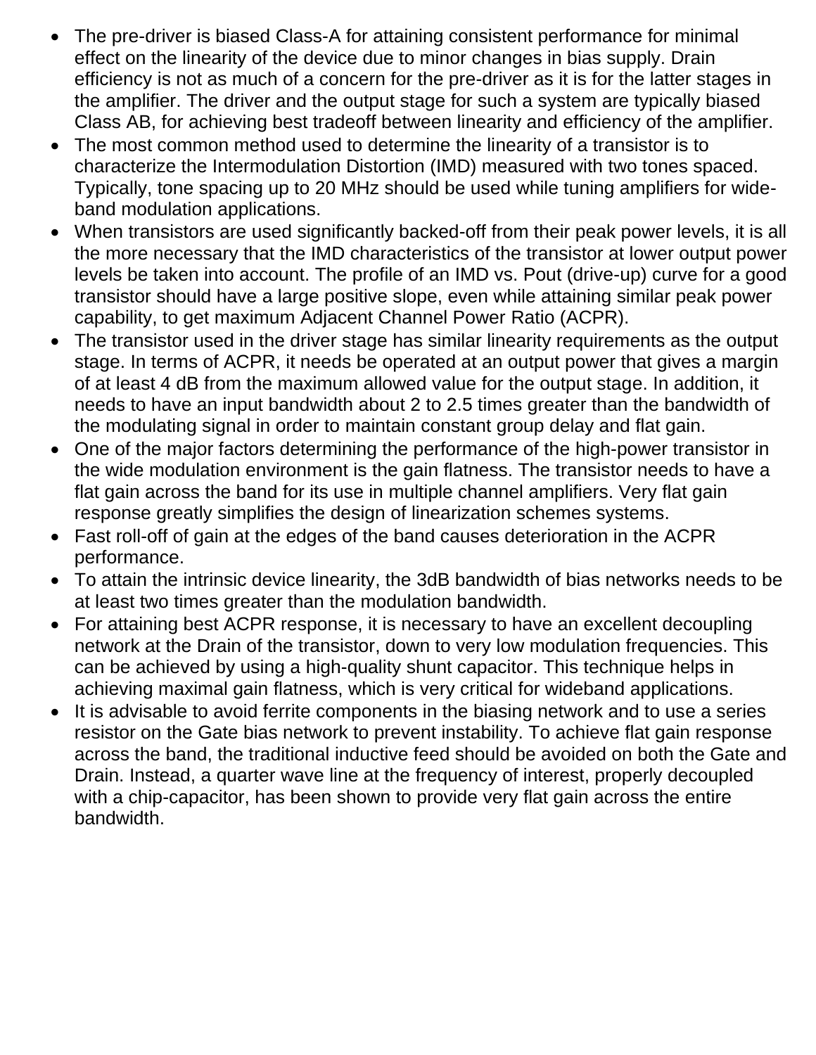- The pre-driver is biased Class-A for attaining consistent performance for minimal effect on the linearity of the device due to minor changes in bias supply. Drain efficiency is not as much of a concern for the pre-driver as it is for the latter stages in the amplifier. The driver and the output stage for such a system are typically biased Class AB, for achieving best tradeoff between linearity and efficiency of the amplifier.
- The most common method used to determine the linearity of a transistor is to characterize the Intermodulation Distortion (IMD) measured with two tones spaced. Typically, tone spacing up to 20 MHz should be used while tuning amplifiers for wide-band modulation applications.
- When transistors are used significantly backed-off from their peak power levels, it is all the more necessary that the IMD characteristics of the transistor at lower output power levels be taken into account. The profile of an IMD vs. Pout (drive-up) curve for a good transistor should have a large positive slope, even while attaining similar peak power capability, to get maximum Adjacent Channel Power Ratio (ACPR).
- The transistor used in the driver stage has similar linearity requirements as the output stage. In terms of ACPR, it needs be operated at an output power that gives a margin of at least 4 dB from the maximum allowed value for the output stage. In addition, it needs to have an input bandwidth about 2 to 2.5 times greater than the bandwidth of the modulating signal in order to maintain constant group delay and flat gain.
- One of the major factors determining the performance of the high-power transistor in the wide modulation environment is the gain flatness. The transistor needs to have a flat gain across the band for its use in multiple channel amplifiers. Very flat gain response greatly simplifies the design of linearization schemes systems.
- Fast roll-off of gain at the edges of the band causes deterioration in the ACPR performance.
- To attain the intrinsic device linearity, the 3dB bandwidth of bias networks needs to be at least two times greater than the modulation bandwidth.
- For attaining best ACPR response, it is necessary to have an excellent decoupling network at the Drain of the transistor, down to very low modulation frequencies. This can be achieved by using a high-quality shunt capacitor. This technique helps in achieving maximal gain flatness, which is very critical for wideband applications.
- It is advisable to avoid ferrite components in the biasing network and to use a series resistor on the Gate bias network to prevent instability. To achieve flat gain response across the band, the traditional inductive feed should be avoided on both the Gate and Drain. Instead, a quarter wave line at the frequency of interest, properly decoupled with a chip-capacitor, has been shown to provide very flat gain across the entire bandwidth.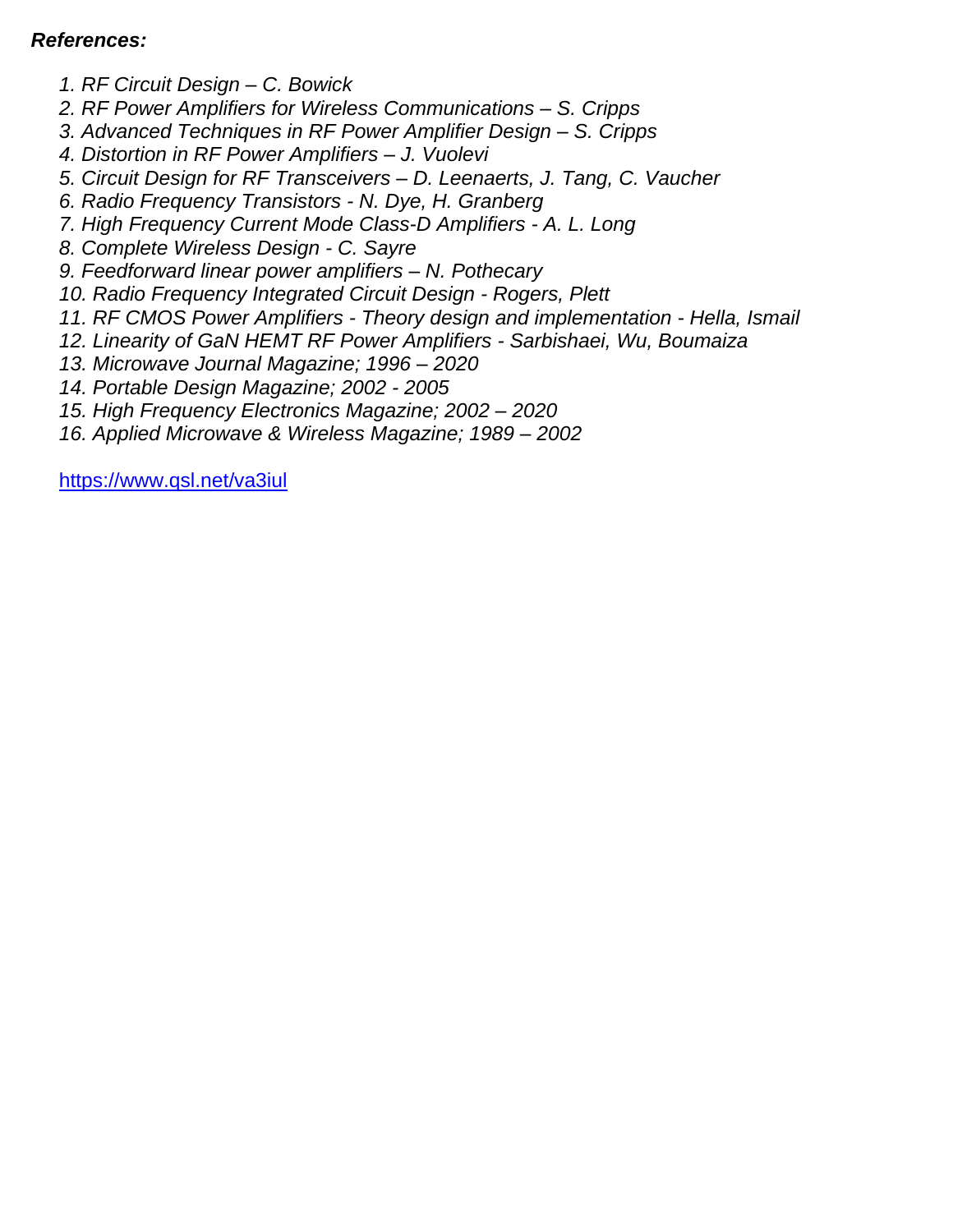***References:***

1. *RF Circuit Design – C. Bowick*
2. *RF Power Amplifiers for Wireless Communications – S. Cripps*
3. *Advanced Techniques in RF Power Amplifier Design – S. Cripps*
4. *Distortion in RF Power Amplifiers – J. Vuolevi*
5. *Circuit Design for RF Transceivers – D. Leenaerts, J. Tang, C. Vaucher*
6. *Radio Frequency Transistors - N. Dye, H. Granberg*
7. *High Frequency Current Mode Class-D Amplifiers - A. L. Long*
8. *Complete Wireless Design - C. Sayre*
9. *Feedforward linear power amplifiers – N. Pothecary*
10. *Radio Frequency Integrated Circuit Design - Rogers, Plett*
11. *RF CMOS Power Amplifiers - Theory design and implementation - Hella, Ismail*
12. *Linearity of GaN HEMT RF Power Amplifiers - Sarbishaei, Wu, Boumaiza*
13. *Microwave Journal Magazine; 1996 – 2020*
14. *Portable Design Magazine; 2002 - 2005*
15. *High Frequency Electronics Magazine; 2002 – 2020*
16. *Applied Microwave & Wireless Magazine; 1989 – 2002*

https://www.qsl.net/va3iul